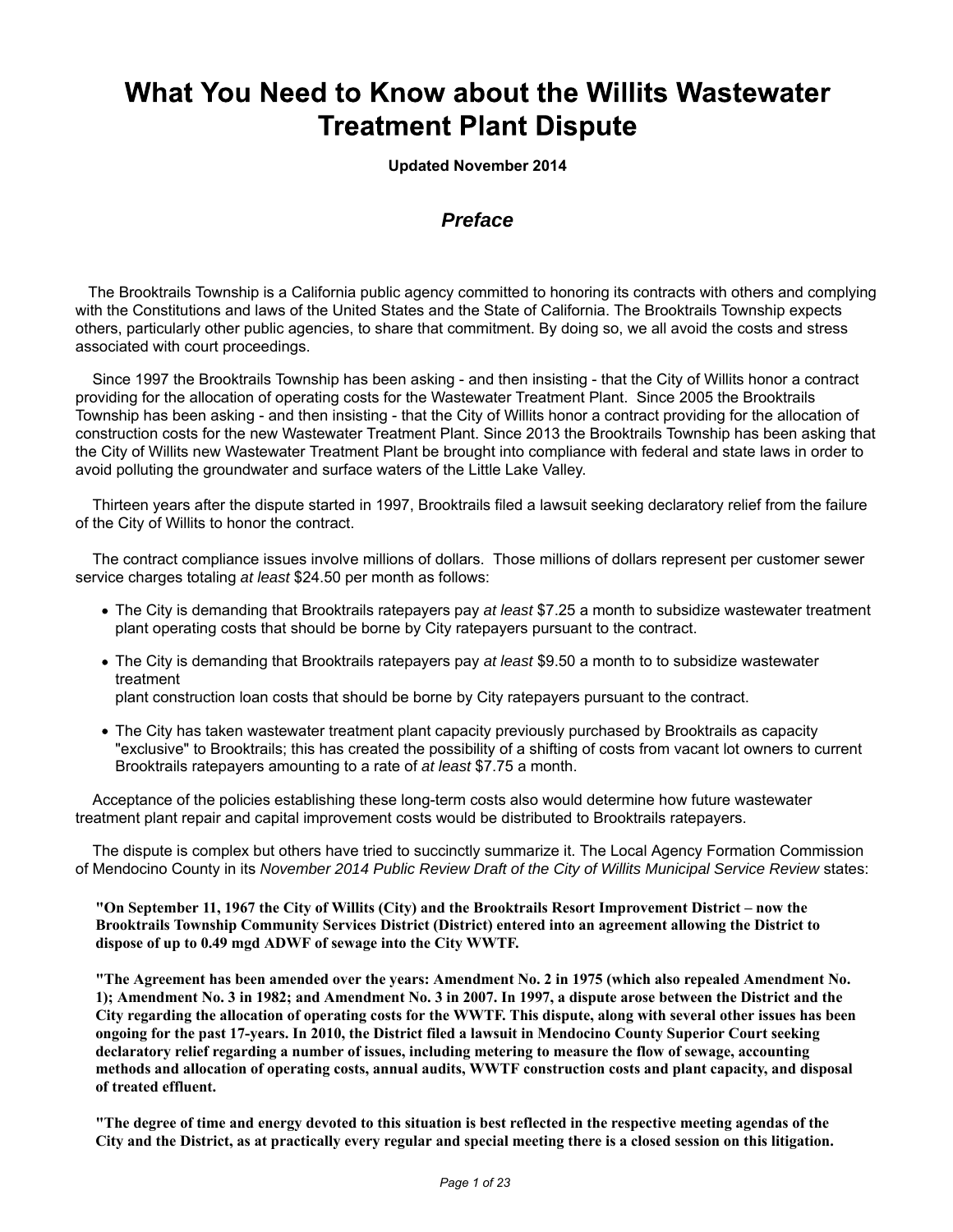# What You Need to Know about the Willits Wastewater Treatment Plant Dispute

**Updated November 2014**

## *Preface*

The Brooktrails Township is a California public agency committed to honoring its contracts with others and complying with the Constitutions and laws of the United States and the State of California. The Brooktrails Township expects others, particularly other public agencies, to share that commitment. By doing so, we all avoid the costs and stress associated with court proceedings.

Since 1997 the Brooktrails Township has been asking - and then insisting - that the City of Willits honor a contract providing for the allocation of operating costs for the Wastewater Treatment Plant. Since 2005 the Brooktrails Township has been asking - and then insisting - that the City of Willits honor a contract providing for the allocation of construction costs for the new Wastewater Treatment Plant. Since 2013 the Brooktrails Township has been asking that the City of Willits new Wastewater Treatment Plant be brought into compliance with federal and state laws in order to avoid polluting the groundwater and surface waters of the Little Lake Valley.

Thirteen years after the dispute started in 1997, Brooktrails filed a lawsuit seeking declaratory relief from the failure of the City of Willits to honor the contract.

The contract compliance issues involve millions of dollars. Those millions of dollars represent per customer sewer service charges totaling *at least* $24.50 per month as follows:

- The City is demanding that Brooktrails ratepayers pay *at least* $7.25 a month to subsidize wastewater treatment plant operating costs that should be borne by City ratepayers pursuant to the contract.
- The City is demanding that Brooktrails ratepayers pay *at least* $9.50 a month to to subsidize wastewater treatment plant construction loan costs that should be borne by City ratepayers pursuant to the contract.
- The City has taken wastewater treatment plant capacity previously purchased by Brooktrails as capacity "exclusive" to Brooktrails; this has created the possibility of a shifting of costs from vacant lot owners to current Brooktrails ratepayers amounting to a rate of *at least* $7.75 a month.

Acceptance of the policies establishing these long-term costs also would determine how future wastewater treatment plant repair and capital improvement costs would be distributed to Brooktrails ratepayers.

The dispute is complex but others have tried to succinctly summarize it. The Local Agency Formation Commission of Mendocino County in its *November 2014 Public Review Draft of the City of Willits Municipal Service Review* states:

> **"On September 11, 1967 the City of Willits (City) and the Brooktrails Resort Improvement District – now the Brooktrails Township Community Services District (District) entered into an agreement allowing the District to dispose of up to 0.49 mgd ADWF of sewage into the City WWTF.**
>
> **"The Agreement has been amended over the years: Amendment No. 2 in 1975 (which also repealed Amendment No. 1); Amendment No. 3 in 1982; and Amendment No. 3 in 2007. In 1997, a dispute arose between the District and the City regarding the allocation of operating costs for the WWTF. This dispute, along with several other issues has been ongoing for the past 17-years. In 2010, the District filed a lawsuit in Mendocino County Superior Court seeking declaratory relief regarding a number of issues, including metering to measure the flow of sewage, accounting methods and allocation of operating costs, annual audits, WWTF construction costs and plant capacity, and disposal of treated effluent.**
>
> **"The degree of time and energy devoted to this situation is best reflected in the respective meeting agendas of the City and the District, as at practically every regular and special meeting there is a closed session on this litigation.**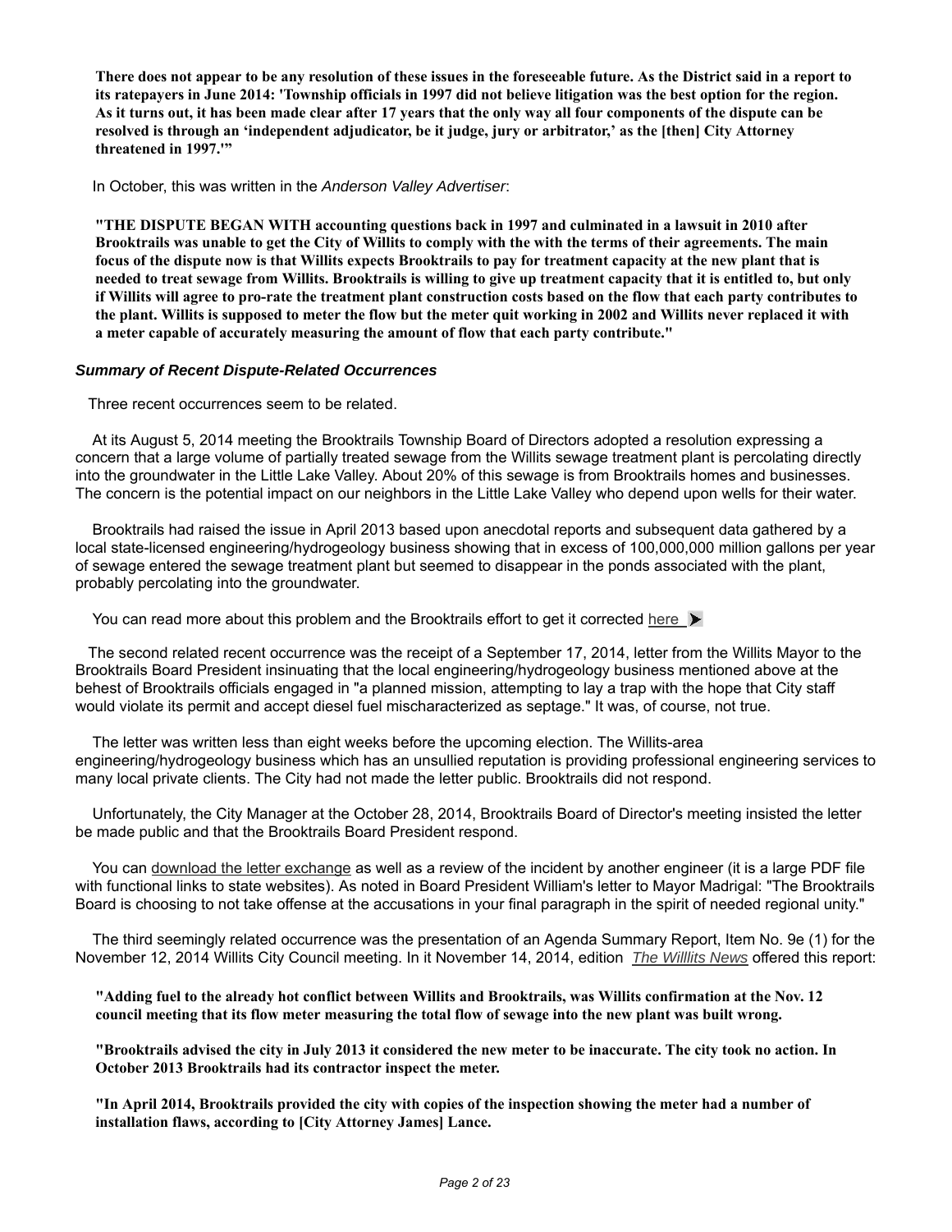**There does not appear to be any resolution of these issues in the foreseeable future. As the District said in a report to its ratepayers in June 2014: 'Township officials in 1997 did not believe litigation was the best option for the region. As it turns out, it has been made clear after 17 years that the only way all four components of the dispute can be resolved is through an 'independent adjudicator, be it judge, jury or arbitrator,' as the [then] City Attorney threatened in 1997.'"**

In October, this was written in the *Anderson Valley Advertiser*:

**"THE DISPUTE BEGAN WITH accounting questions back in 1997 and culminated in a lawsuit in 2010 after Brooktrails was unable to get the City of Willits to comply with the with the terms of their agreements. The main focus of the dispute now is that Willits expects Brooktrails to pay for treatment capacity at the new plant that is needed to treat sewage from Willits. Brooktrails is willing to give up treatment capacity that it is entitled to, but only if Willits will agree to pro-rate the treatment plant construction costs based on the flow that each party contributes to the plant. Willits is supposed to meter the flow but the meter quit working in 2002 and Willits never replaced it with a meter capable of accurately measuring the amount of flow that each party contribute."**

### *Summary of Recent Dispute-Related Occurrences*

Three recent occurrences seem to be related.

At its August 5, 2014 meeting the Brooktrails Township Board of Directors adopted a resolution expressing a concern that a large volume of partially treated sewage from the Willits sewage treatment plant is percolating directly into the groundwater in the Little Lake Valley. About 20% of this sewage is from Brooktrails homes and businesses. The concern is the potential impact on our neighbors in the Little Lake Valley who depend upon wells for their water.

Brooktrails had raised the issue in April 2013 based upon anecdotal reports and subsequent data gathered by a local state-licensed engineering/hydrogeology business showing that in excess of 100,000,000 million gallons per year of sewage entered the sewage treatment plant but seemed to disappear in the ponds associated with the plant, probably percolating into the groundwater.

You can read more about this problem and the Brooktrails effort to get it corrected here

The second related recent occurrence was the receipt of a September 17, 2014, letter from the Willits Mayor to the Brooktrails Board President insinuating that the local engineering/hydrogeology business mentioned above at the behest of Brooktrails officials engaged in "a planned mission, attempting to lay a trap with the hope that City staff would violate its permit and accept diesel fuel mischaracterized as septage." It was, of course, not true.

The letter was written less than eight weeks before the upcoming election. The Willits-area engineering/hydrogeology business which has an unsullied reputation is providing professional engineering services to many local private clients. The City had not made the letter public. Brooktrails did not respond.

Unfortunately, the City Manager at the October 28, 2014, Brooktrails Board of Director's meeting insisted the letter be made public and that the Brooktrails Board President respond.

You can download the letter exchange as well as a review of the incident by another engineer (it is a large PDF file with functional links to state websites). As noted in Board President William's letter to Mayor Madrigal: "The Brooktrails Board is choosing to not take offense at the accusations in your final paragraph in the spirit of needed regional unity."

The third seemingly related occurrence was the presentation of an Agenda Summary Report, Item No. 9e (1) for the November 12, 2014 Willits City Council meeting. In it November 14, 2014, edition *The Willlits News* offered this report:

**"Adding fuel to the already hot conflict between Willits and Brooktrails, was Willits confirmation at the Nov. 12 council meeting that its flow meter measuring the total flow of sewage into the new plant was built wrong.**

**"Brooktrails advised the city in July 2013 it considered the new meter to be inaccurate. The city took no action. In October 2013 Brooktrails had its contractor inspect the meter.**

**"In April 2014, Brooktrails provided the city with copies of the inspection showing the meter had a number of installation flaws, according to [City Attorney James] Lance.**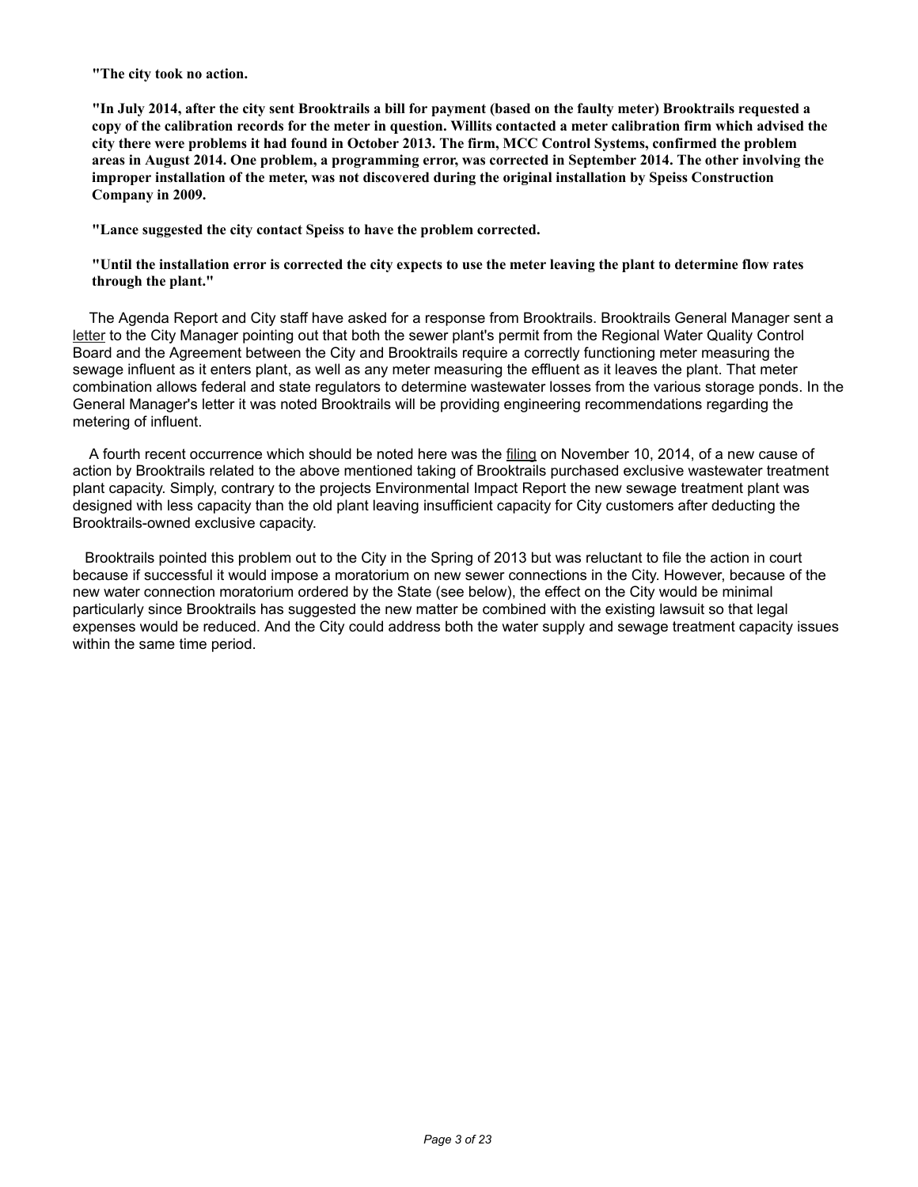**"The city took no action.**

**"In July 2014, after the city sent Brooktrails a bill for payment (based on the faulty meter) Brooktrails requested a copy of the calibration records for the meter in question. Willits contacted a meter calibration firm which advised the city there were problems it had found in October 2013. The firm, MCC Control Systems, confirmed the problem areas in August 2014. One problem, a programming error, was corrected in September 2014. The other involving the improper installation of the meter, was not discovered during the original installation by Speiss Construction Company in 2009.**

**"Lance suggested the city contact Speiss to have the problem corrected.**

**"Until the installation error is corrected the city expects to use the meter leaving the plant to determine flow rates through the plant."**

The Agenda Report and City staff have asked for a response from Brooktrails. Brooktrails General Manager sent a letter to the City Manager pointing out that both the sewer plant's permit from the Regional Water Quality Control Board and the Agreement between the City and Brooktrails require a correctly functioning meter measuring the sewage influent as it enters plant, as well as any meter measuring the effluent as it leaves the plant. That meter combination allows federal and state regulators to determine wastewater losses from the various storage ponds. In the General Manager's letter it was noted Brooktrails will be providing engineering recommendations regarding the metering of influent.

A fourth recent occurrence which should be noted here was the filing on November 10, 2014, of a new cause of action by Brooktrails related to the above mentioned taking of Brooktrails purchased exclusive wastewater treatment plant capacity. Simply, contrary to the projects Environmental Impact Report the new sewage treatment plant was designed with less capacity than the old plant leaving insufficient capacity for City customers after deducting the Brooktrails-owned exclusive capacity.

Brooktrails pointed this problem out to the City in the Spring of 2013 but was reluctant to file the action in court because if successful it would impose a moratorium on new sewer connections in the City. However, because of the new water connection moratorium ordered by the State (see below), the effect on the City would be minimal particularly since Brooktrails has suggested the new matter be combined with the existing lawsuit so that legal expenses would be reduced. And the City could address both the water supply and sewage treatment capacity issues within the same time period.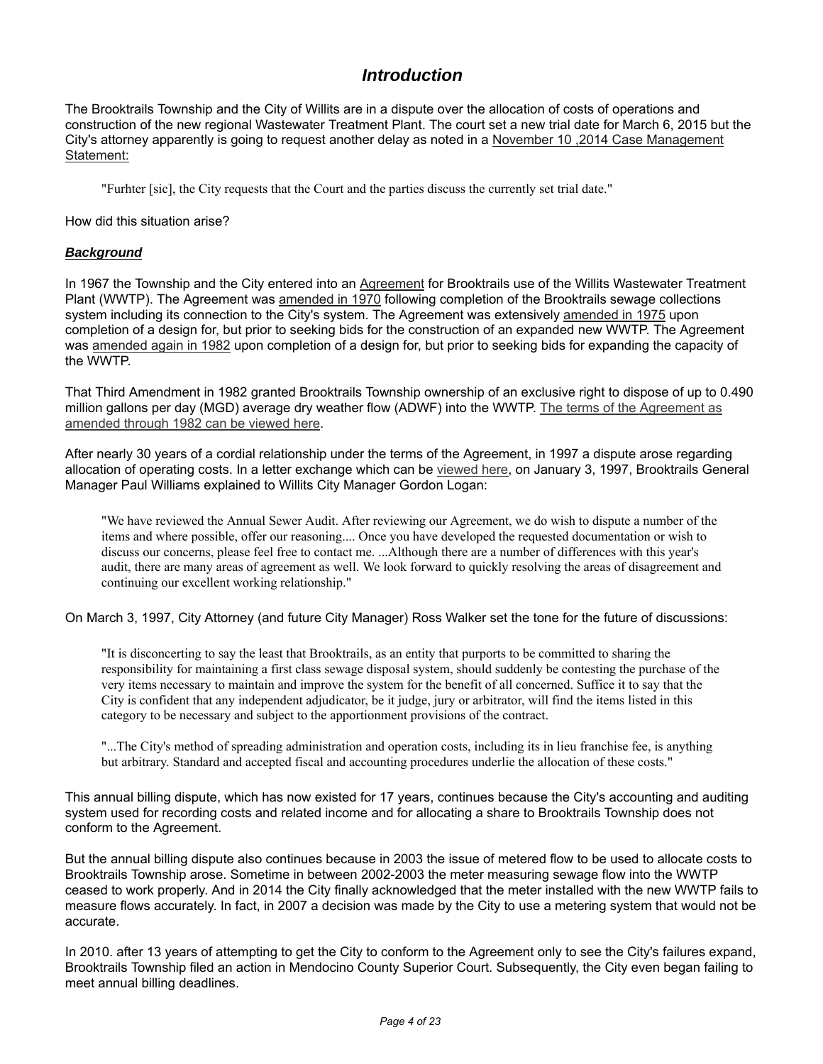## *Introduction*

The Brooktrails Township and the City of Willits are in a dispute over the allocation of costs of operations and construction of the new regional Wastewater Treatment Plant. The court set a new trial date for March 6, 2015 but the City's attorney apparently is going to request another delay as noted in a November 10 ,2014 Case Management Statement:

> "Furhter [sic], the City requests that the Court and the parties discuss the currently set trial date."

How did this situation arise?

***Background***

In 1967 the Township and the City entered into an Agreement for Brooktrails use of the Willits Wastewater Treatment Plant (WWTP). The Agreement was amended in 1970 following completion of the Brooktrails sewage collections system including its connection to the City's system. The Agreement was extensively amended in 1975 upon completion of a design for, but prior to seeking bids for the construction of an expanded new WWTP. The Agreement was amended again in 1982 upon completion of a design for, but prior to seeking bids for expanding the capacity of the WWTP.

That Third Amendment in 1982 granted Brooktrails Township ownership of an exclusive right to dispose of up to 0.490 million gallons per day (MGD) average dry weather flow (ADWF) into the WWTP. The terms of the Agreement as amended through 1982 can be viewed here.

After nearly 30 years of a cordial relationship under the terms of the Agreement, in 1997 a dispute arose regarding allocation of operating costs. In a letter exchange which can be viewed here, on January 3, 1997, Brooktrails General Manager Paul Williams explained to Willits City Manager Gordon Logan:

> "We have reviewed the Annual Sewer Audit. After reviewing our Agreement, we do wish to dispute a number of the items and where possible, offer our reasoning.... Once you have developed the requested documentation or wish to discuss our concerns, please feel free to contact me. ...Although there are a number of differences with this year's audit, there are many areas of agreement as well. We look forward to quickly resolving the areas of disagreement and continuing our excellent working relationship."

On March 3, 1997, City Attorney (and future City Manager) Ross Walker set the tone for the future of discussions:

> "It is disconcerting to say the least that Brooktrails, as an entity that purports to be committed to sharing the responsibility for maintaining a first class sewage disposal system, should suddenly be contesting the purchase of the very items necessary to maintain and improve the system for the benefit of all concerned. Suffice it to say that the City is confident that any independent adjudicator, be it judge, jury or arbitrator, will find the items listed in this category to be necessary and subject to the apportionment provisions of the contract.
>
> "...The City's method of spreading administration and operation costs, including its in lieu franchise fee, is anything but arbitrary. Standard and accepted fiscal and accounting procedures underlie the allocation of these costs."

This annual billing dispute, which has now existed for 17 years, continues because the City's accounting and auditing system used for recording costs and related income and for allocating a share to Brooktrails Township does not conform to the Agreement.

But the annual billing dispute also continues because in 2003 the issue of metered flow to be used to allocate costs to Brooktrails Township arose. Sometime in between 2002-2003 the meter measuring sewage flow into the WWTP ceased to work properly. And in 2014 the City finally acknowledged that the meter installed with the new WWTP fails to measure flows accurately. In fact, in 2007 a decision was made by the City to use a metering system that would not be accurate.

In 2010. after 13 years of attempting to get the City to conform to the Agreement only to see the City's failures expand, Brooktrails Township filed an action in Mendocino County Superior Court. Subsequently, the City even began failing to meet annual billing deadlines.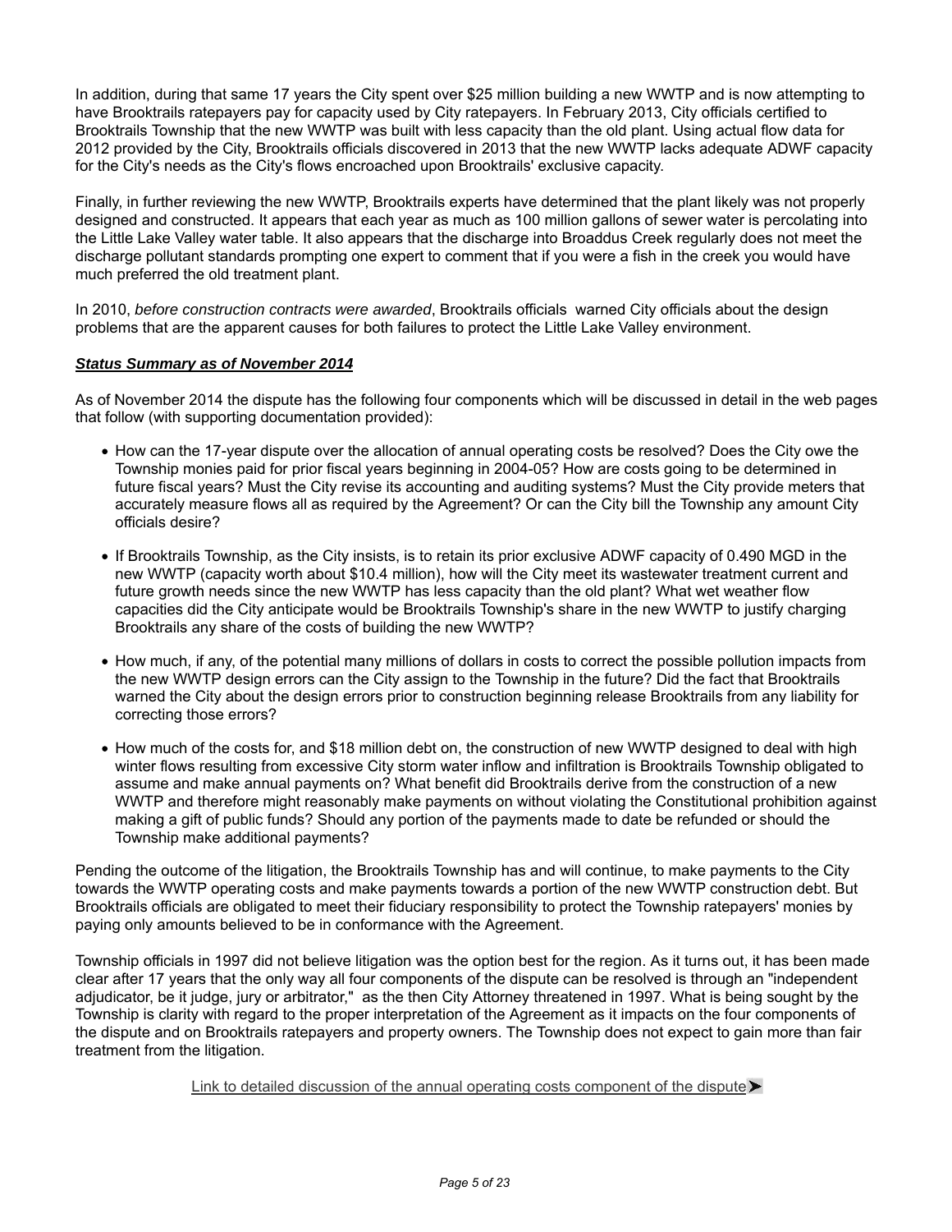In addition, during that same 17 years the City spent over $25 million building a new WWTP and is now attempting to have Brooktrails ratepayers pay for capacity used by City ratepayers. In February 2013, City officials certified to Brooktrails Township that the new WWTP was built with less capacity than the old plant. Using actual flow data for 2012 provided by the City, Brooktrails officials discovered in 2013 that the new WWTP lacks adequate ADWF capacity for the City's needs as the City's flows encroached upon Brooktrails' exclusive capacity.

Finally, in further reviewing the new WWTP, Brooktrails experts have determined that the plant likely was not properly designed and constructed. It appears that each year as much as 100 million gallons of sewer water is percolating into the Little Lake Valley water table. It also appears that the discharge into Broaddus Creek regularly does not meet the discharge pollutant standards prompting one expert to comment that if you were a fish in the creek you would have much preferred the old treatment plant.

In 2010, *before construction contracts were awarded*, Brooktrails officials warned City officials about the design problems that are the apparent causes for both failures to protect the Little Lake Valley environment.

***Status Summary as of November 2014***

As of November 2014 the dispute has the following four components which will be discussed in detail in the web pages that follow (with supporting documentation provided):

- How can the 17-year dispute over the allocation of annual operating costs be resolved? Does the City owe the Township monies paid for prior fiscal years beginning in 2004-05? How are costs going to be determined in future fiscal years? Must the City revise its accounting and auditing systems? Must the City provide meters that accurately measure flows all as required by the Agreement? Or can the City bill the Township any amount City officials desire?
- If Brooktrails Township, as the City insists, is to retain its prior exclusive ADWF capacity of 0.490 MGD in the new WWTP (capacity worth about $10.4 million), how will the City meet its wastewater treatment current and future growth needs since the new WWTP has less capacity than the old plant? What wet weather flow capacities did the City anticipate would be Brooktrails Township's share in the new WWTP to justify charging Brooktrails any share of the costs of building the new WWTP?
- How much, if any, of the potential many millions of dollars in costs to correct the possible pollution impacts from the new WWTP design errors can the City assign to the Township in the future? Did the fact that Brooktrails warned the City about the design errors prior to construction beginning release Brooktrails from any liability for correcting those errors?
- How much of the costs for, and $18 million debt on, the construction of new WWTP designed to deal with high winter flows resulting from excessive City storm water inflow and infiltration is Brooktrails Township obligated to assume and make annual payments on? What benefit did Brooktrails derive from the construction of a new WWTP and therefore might reasonably make payments on without violating the Constitutional prohibition against making a gift of public funds? Should any portion of the payments made to date be refunded or should the Township make additional payments?

Pending the outcome of the litigation, the Brooktrails Township has and will continue, to make payments to the City towards the WWTP operating costs and make payments towards a portion of the new WWTP construction debt. But Brooktrails officials are obligated to meet their fiduciary responsibility to protect the Township ratepayers' monies by paying only amounts believed to be in conformance with the Agreement.

Township officials in 1997 did not believe litigation was the option best for the region. As it turns out, it has been made clear after 17 years that the only way all four components of the dispute can be resolved is through an "independent adjudicator, be it judge, jury or arbitrator," as the then City Attorney threatened in 1997. What is being sought by the Township is clarity with regard to the proper interpretation of the Agreement as it impacts on the four components of the dispute and on Brooktrails ratepayers and property owners. The Township does not expect to gain more than fair treatment from the litigation.

Link to detailed discussion of the annual operating costs component of the dispute ➤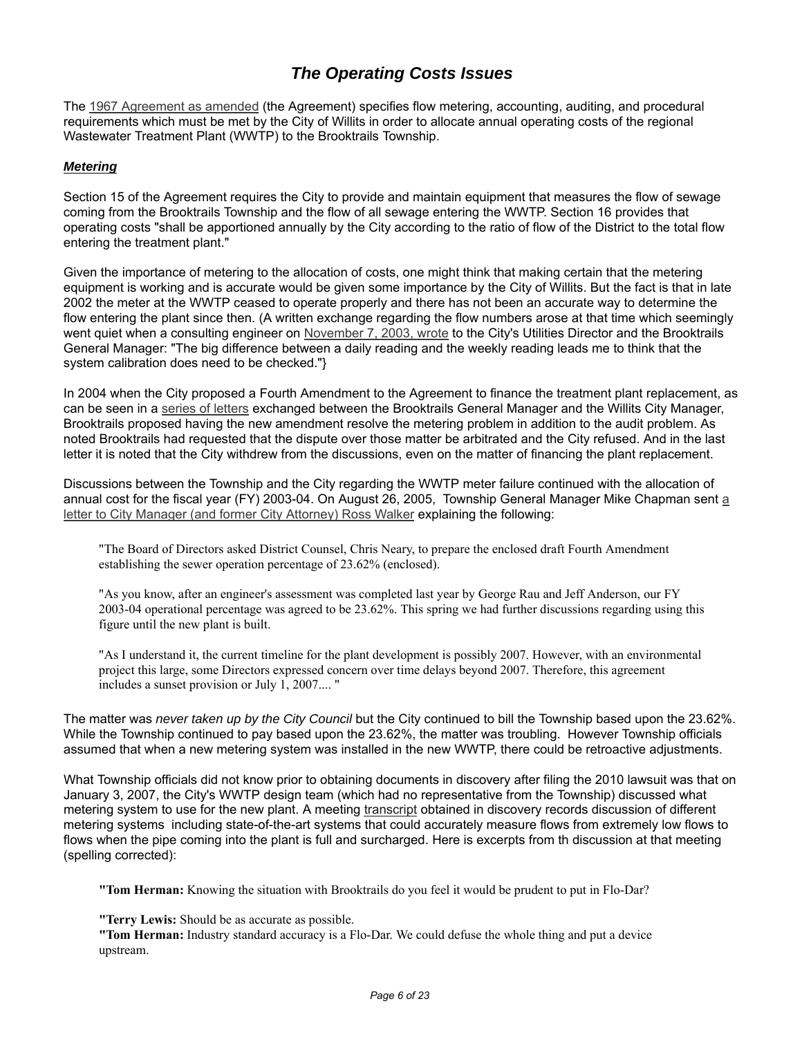# *The Operating Costs Issues*

The 1967 Agreement as amended (the Agreement) specifies flow metering, accounting, auditing, and procedural requirements which must be met by the City of Willits in order to allocate annual operating costs of the regional Wastewater Treatment Plant (WWTP) to the Brooktrails Township.

***Metering***

Section 15 of the Agreement requires the City to provide and maintain equipment that measures the flow of sewage coming from the Brooktrails Township and the flow of all sewage entering the WWTP. Section 16 provides that operating costs "shall be apportioned annually by the City according to the ratio of flow of the District to the total flow entering the treatment plant."

Given the importance of metering to the allocation of costs, one might think that making certain that the metering equipment is working and is accurate would be given some importance by the City of Willits. But the fact is that in late 2002 the meter at the WWTP ceased to operate properly and there has not been an accurate way to determine the flow entering the plant since then. (A written exchange regarding the flow numbers arose at that time which seemingly went quiet when a consulting engineer on November 7, 2003, wrote to the City's Utilities Director and the Brooktrails General Manager: "The big difference between a daily reading and the weekly reading leads me to think that the system calibration does need to be checked."}

In 2004 when the City proposed a Fourth Amendment to the Agreement to finance the treatment plant replacement, as can be seen in a series of letters exchanged between the Brooktrails General Manager and the Willits City Manager, Brooktrails proposed having the new amendment resolve the metering problem in addition to the audit problem. As noted Brooktrails had requested that the dispute over those matter be arbitrated and the City refused. And in the last letter it is noted that the City withdrew from the discussions, even on the matter of financing the plant replacement.

Discussions between the Township and the City regarding the WWTP meter failure continued with the allocation of annual cost for the fiscal year (FY) 2003-04. On August 26, 2005, Township General Manager Mike Chapman sent a letter to City Manager (and former City Attorney) Ross Walker explaining the following:

> "The Board of Directors asked District Counsel, Chris Neary, to prepare the enclosed draft Fourth Amendment establishing the sewer operation percentage of 23.62% (enclosed).
>
> "As you know, after an engineer's assessment was completed last year by George Rau and Jeff Anderson, our FY 2003-04 operational percentage was agreed to be 23.62%. This spring we had further discussions regarding using this figure until the new plant is built.
>
> "As I understand it, the current timeline for the plant development is possibly 2007. However, with an environmental project this large, some Directors expressed concern over time delays beyond 2007. Therefore, this agreement includes a sunset provision or July 1, 2007.... "

The matter was *never taken up by the City Council* but the City continued to bill the Township based upon the 23.62%. While the Township continued to pay based upon the 23.62%, the matter was troubling. However Township officials assumed that when a new metering system was installed in the new WWTP, there could be retroactive adjustments.

What Township officials did not know prior to obtaining documents in discovery after filing the 2010 lawsuit was that on January 3, 2007, the City's WWTP design team (which had no representative from the Township) discussed what metering system to use for the new plant. A meeting transcript obtained in discovery records discussion of different metering systems including state-of-the-art systems that could accurately measure flows from extremely low flows to flows when the pipe coming into the plant is full and surcharged. Here is excerpts from th discussion at that meeting (spelling corrected):

> **"Tom Herman:** Knowing the situation with Brooktrails do you feel it would be prudent to put in Flo-Dar?
>
> **"Terry Lewis:** Should be as accurate as possible.
> **"Tom Herman:** Industry standard accuracy is a Flo-Dar. We could defuse the whole thing and put a device upstream.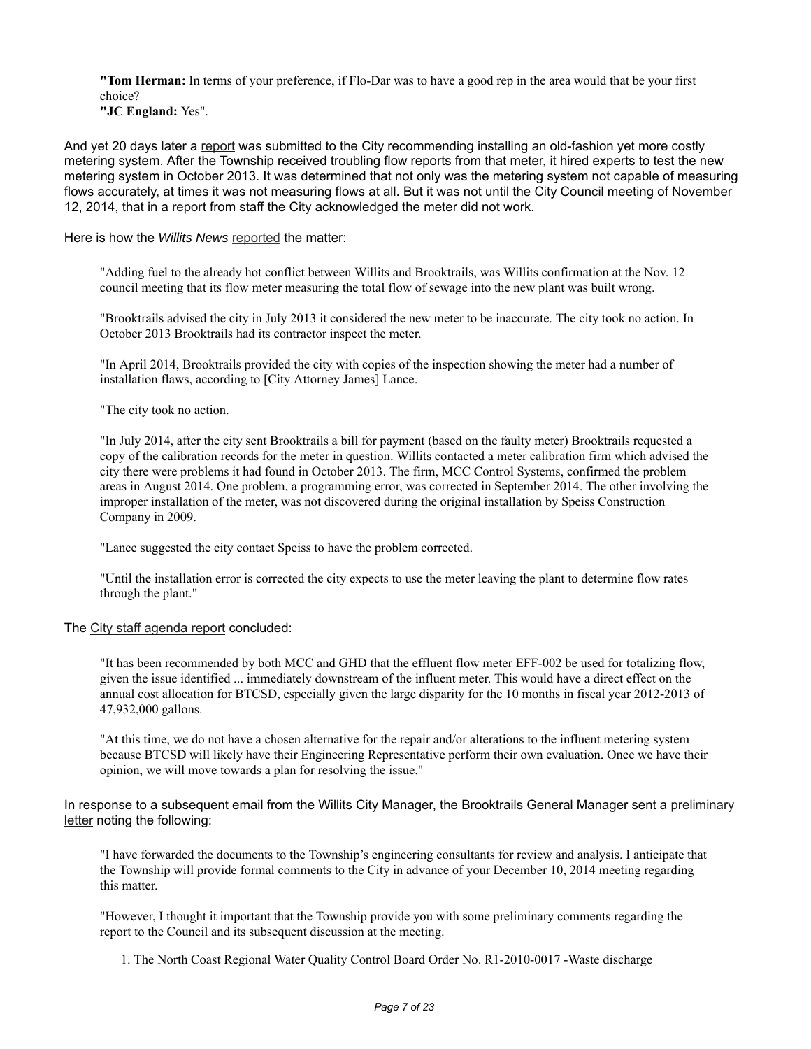> **"Tom Herman:** In terms of your preference, if Flo-Dar was to have a good rep in the area would that be your first choice?
> **"JC England:** Yes".

And yet 20 days later a report was submitted to the City recommending installing an old-fashion yet more costly metering system. After the Township received troubling flow reports from that meter, it hired experts to test the new metering system in October 2013. It was determined that not only was the metering system not capable of measuring flows accurately, at times it was not measuring flows at all. But it was not until the City Council meeting of November 12, 2014, that in a report from staff the City acknowledged the meter did not work.

Here is how the *Willits News* reported the matter:

> "Adding fuel to the already hot conflict between Willits and Brooktrails, was Willits confirmation at the Nov. 12 council meeting that its flow meter measuring the total flow of sewage into the new plant was built wrong.
>
> "Brooktrails advised the city in July 2013 it considered the new meter to be inaccurate. The city took no action. In October 2013 Brooktrails had its contractor inspect the meter.
>
> "In April 2014, Brooktrails provided the city with copies of the inspection showing the meter had a number of installation flaws, according to [City Attorney James] Lance.
>
> "The city took no action.
>
> "In July 2014, after the city sent Brooktrails a bill for payment (based on the faulty meter) Brooktrails requested a copy of the calibration records for the meter in question. Willits contacted a meter calibration firm which advised the city there were problems it had found in October 2013. The firm, MCC Control Systems, confirmed the problem areas in August 2014. One problem, a programming error, was corrected in September 2014. The other involving the improper installation of the meter, was not discovered during the original installation by Speiss Construction Company in 2009.
>
> "Lance suggested the city contact Speiss to have the problem corrected.
>
> "Until the installation error is corrected the city expects to use the meter leaving the plant to determine flow rates through the plant."

The City staff agenda report concluded:

> "It has been recommended by both MCC and GHD that the effluent flow meter EFF-002 be used for totalizing flow, given the issue identified ... immediately downstream of the influent meter. This would have a direct effect on the annual cost allocation for BTCSD, especially given the large disparity for the 10 months in fiscal year 2012-2013 of 47,932,000 gallons.
>
> "At this time, we do not have a chosen alternative for the repair and/or alterations to the influent metering system because BTCSD will likely have their Engineering Representative perform their own evaluation. Once we have their opinion, we will move towards a plan for resolving the issue."

In response to a subsequent email from the Willits City Manager, the Brooktrails General Manager sent a preliminary letter noting the following:

> "I have forwarded the documents to the Township's engineering consultants for review and analysis. I anticipate that the Township will provide formal comments to the City in advance of your December 10, 2014 meeting regarding this matter.
>
> "However, I thought it important that the Township provide you with some preliminary comments regarding the report to the Council and its subsequent discussion at the meeting.
>
> 1. The North Coast Regional Water Quality Control Board Order No. R1-2010-0017 -Waste discharge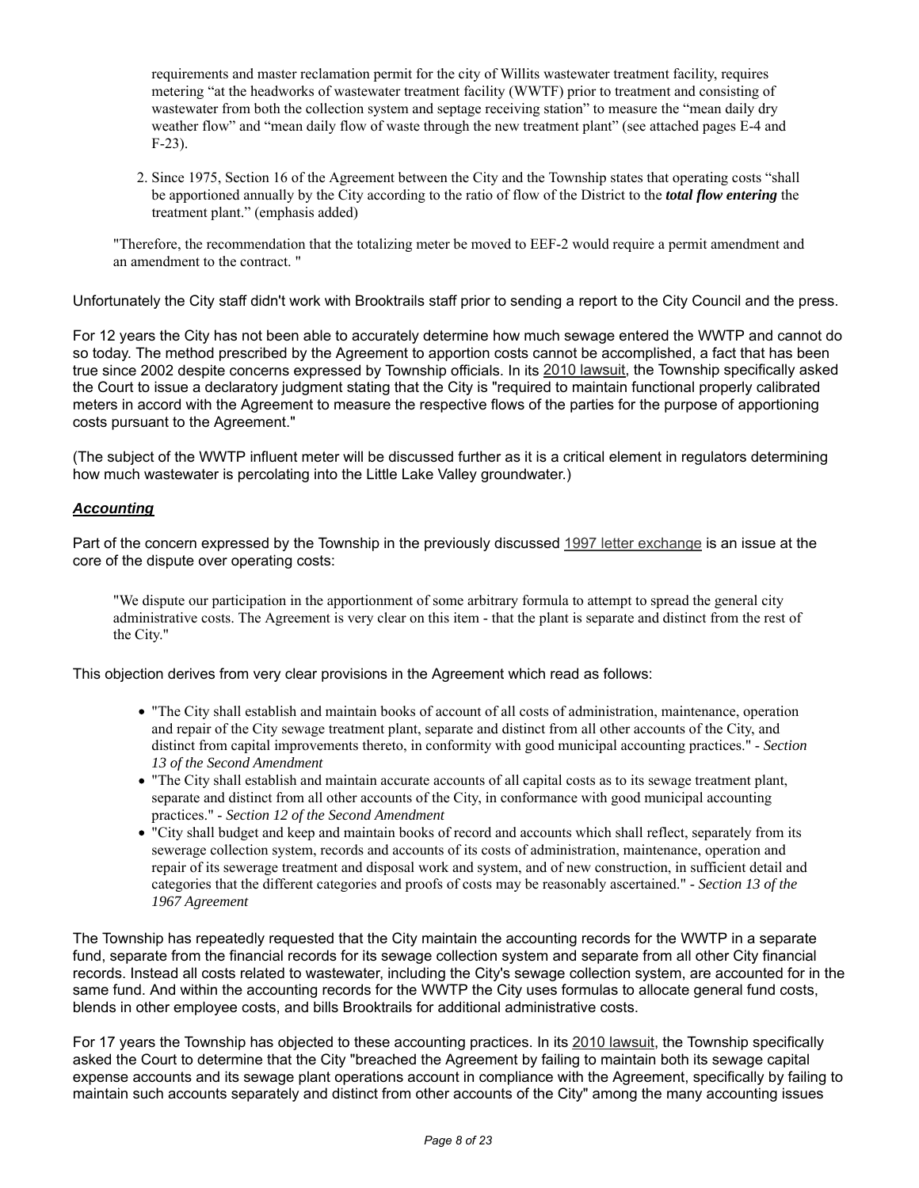requirements and master reclamation permit for the city of Willits wastewater treatment facility, requires metering "at the headworks of wastewater treatment facility (WWTF) prior to treatment and consisting of wastewater from both the collection system and septage receiving station" to measure the "mean daily dry weather flow" and "mean daily flow of waste through the new treatment plant" (see attached pages E-4 and F-23).

2. Since 1975, Section 16 of the Agreement between the City and the Township states that operating costs "shall be apportioned annually by the City according to the ratio of flow of the District to the ***total flow entering*** the treatment plant." (emphasis added)

> "Therefore, the recommendation that the totalizing meter be moved to EEF-2 would require a permit amendment and an amendment to the contract. "

Unfortunately the City staff didn't work with Brooktrails staff prior to sending a report to the City Council and the press.

For 12 years the City has not been able to accurately determine how much sewage entered the WWTP and cannot do so today. The method prescribed by the Agreement to apportion costs cannot be accomplished, a fact that has been true since 2002 despite concerns expressed by Township officials. In its 2010 lawsuit, the Township specifically asked the Court to issue a declaratory judgment stating that the City is "required to maintain functional properly calibrated meters in accord with the Agreement to measure the respective flows of the parties for the purpose of apportioning costs pursuant to the Agreement."

(The subject of the WWTP influent meter will be discussed further as it is a critical element in regulators determining how much wastewater is percolating into the Little Lake Valley groundwater.)

***Accounting***

Part of the concern expressed by the Township in the previously discussed 1997 letter exchange is an issue at the core of the dispute over operating costs:

> "We dispute our participation in the apportionment of some arbitrary formula to attempt to spread the general city administrative costs. The Agreement is very clear on this item - that the plant is separate and distinct from the rest of the City."

This objection derives from very clear provisions in the Agreement which read as follows:

- "The City shall establish and maintain books of account of all costs of administration, maintenance, operation and repair of the City sewage treatment plant, separate and distinct from all other accounts of the City, and distinct from capital improvements thereto, in conformity with good municipal accounting practices." - *Section 13 of the Second Amendment*
- "The City shall establish and maintain accurate accounts of all capital costs as to its sewage treatment plant, separate and distinct from all other accounts of the City, in conformance with good municipal accounting practices." - *Section 12 of the Second Amendment*
- "City shall budget and keep and maintain books of record and accounts which shall reflect, separately from its sewerage collection system, records and accounts of its costs of administration, maintenance, operation and repair of its sewerage treatment and disposal work and system, and of new construction, in sufficient detail and categories that the different categories and proofs of costs may be reasonably ascertained." - *Section 13 of the 1967 Agreement*

The Township has repeatedly requested that the City maintain the accounting records for the WWTP in a separate fund, separate from the financial records for its sewage collection system and separate from all other City financial records. Instead all costs related to wastewater, including the City's sewage collection system, are accounted for in the same fund. And within the accounting records for the WWTP the City uses formulas to allocate general fund costs, blends in other employee costs, and bills Brooktrails for additional administrative costs.

For 17 years the Township has objected to these accounting practices. In its 2010 lawsuit, the Township specifically asked the Court to determine that the City "breached the Agreement by failing to maintain both its sewage capital expense accounts and its sewage plant operations account in compliance with the Agreement, specifically by failing to maintain such accounts separately and distinct from other accounts of the City" among the many accounting issues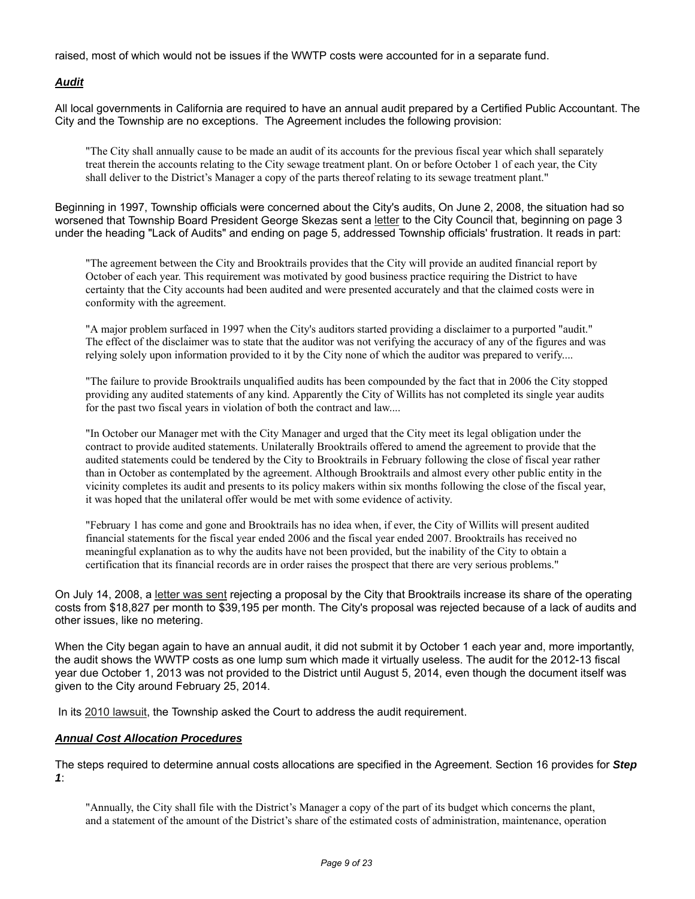raised, most of which would not be issues if the WWTP costs were accounted for in a separate fund.

***Audit***

All local governments in California are required to have an annual audit prepared by a Certified Public Accountant. The City and the Township are no exceptions. The Agreement includes the following provision:

> "The City shall annually cause to be made an audit of its accounts for the previous fiscal year which shall separately treat therein the accounts relating to the City sewage treatment plant. On or before October 1 of each year, the City shall deliver to the District's Manager a copy of the parts thereof relating to its sewage treatment plant."

Beginning in 1997, Township officials were concerned about the City's audits, On June 2, 2008, the situation had so worsened that Township Board President George Skezas sent a letter to the City Council that, beginning on page 3 under the heading "Lack of Audits" and ending on page 5, addressed Township officials' frustration. It reads in part:

> "The agreement between the City and Brooktrails provides that the City will provide an audited financial report by October of each year. This requirement was motivated by good business practice requiring the District to have certainty that the City accounts had been audited and were presented accurately and that the claimed costs were in conformity with the agreement.
>
> "A major problem surfaced in 1997 when the City's auditors started providing a disclaimer to a purported "audit." The effect of the disclaimer was to state that the auditor was not verifying the accuracy of any of the figures and was relying solely upon information provided to it by the City none of which the auditor was prepared to verify....
>
> "The failure to provide Brooktrails unqualified audits has been compounded by the fact that in 2006 the City stopped providing any audited statements of any kind. Apparently the City of Willits has not completed its single year audits for the past two fiscal years in violation of both the contract and law....
>
> "In October our Manager met with the City Manager and urged that the City meet its legal obligation under the contract to provide audited statements. Unilaterally Brooktrails offered to amend the agreement to provide that the audited statements could be tendered by the City to Brooktrails in February following the close of fiscal year rather than in October as contemplated by the agreement. Although Brooktrails and almost every other public entity in the vicinity completes its audit and presents to its policy makers within six months following the close of the fiscal year, it was hoped that the unilateral offer would be met with some evidence of activity.
>
> "February 1 has come and gone and Brooktrails has no idea when, if ever, the City of Willits will present audited financial statements for the fiscal year ended 2006 and the fiscal year ended 2007. Brooktrails has received no meaningful explanation as to why the audits have not been provided, but the inability of the City to obtain a certification that its financial records are in order raises the prospect that there are very serious problems."

On July 14, 2008, a letter was sent rejecting a proposal by the City that Brooktrails increase its share of the operating costs from $18,827 per month to $39,195 per month. The City's proposal was rejected because of a lack of audits and other issues, like no metering.

When the City began again to have an annual audit, it did not submit it by October 1 each year and, more importantly, the audit shows the WWTP costs as one lump sum which made it virtually useless. The audit for the 2012-13 fiscal year due October 1, 2013 was not provided to the District until August 5, 2014, even though the document itself was given to the City around February 25, 2014.

In its 2010 lawsuit, the Township asked the Court to address the audit requirement.

***Annual Cost Allocation Procedures***

The steps required to determine annual costs allocations are specified in the Agreement. Section 16 provides for ***Step 1***:

> "Annually, the City shall file with the District's Manager a copy of the part of its budget which concerns the plant, and a statement of the amount of the District's share of the estimated costs of administration, maintenance, operation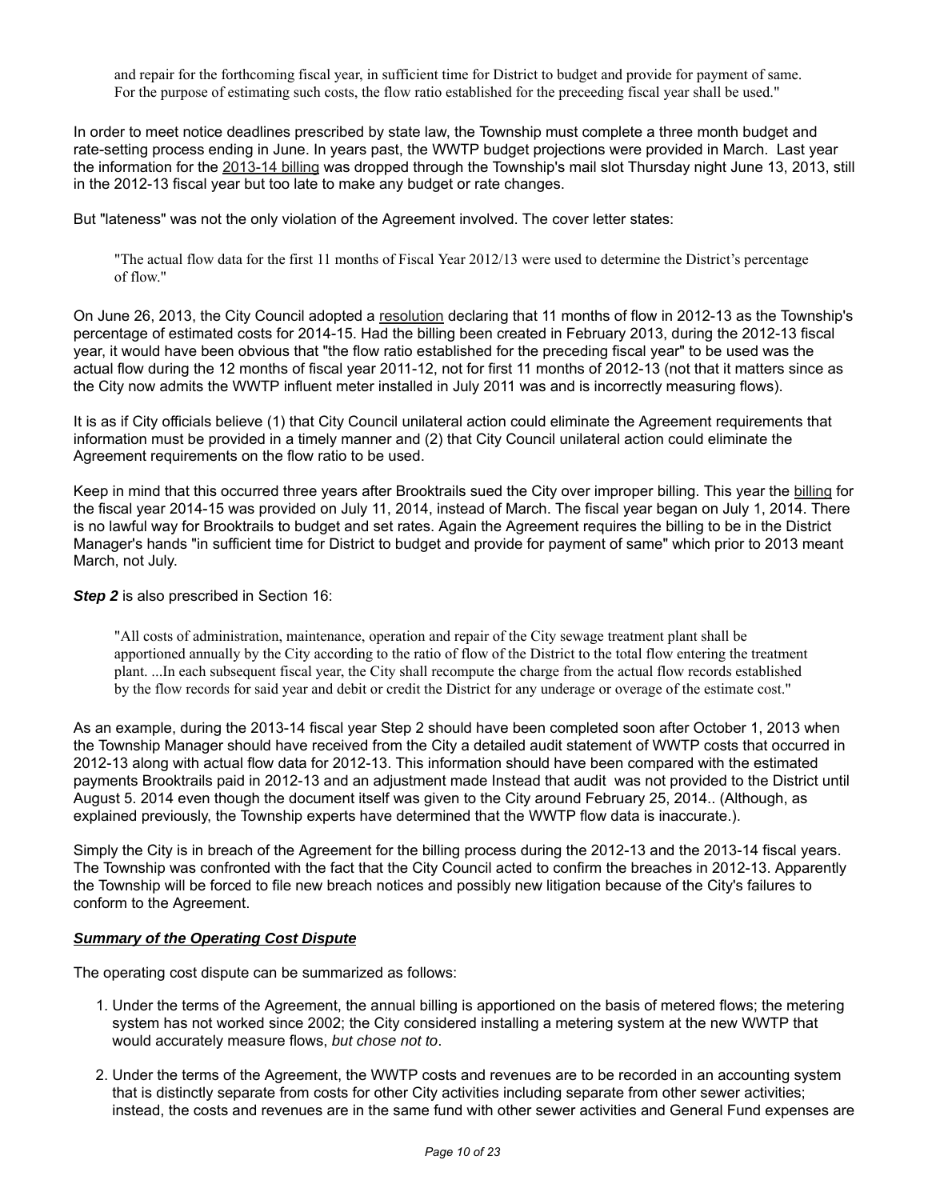> and repair for the forthcoming fiscal year, in sufficient time for District to budget and provide for payment of same. For the purpose of estimating such costs, the flow ratio established for the preceeding fiscal year shall be used."

In order to meet notice deadlines prescribed by state law, the Township must complete a three month budget and rate-setting process ending in June. In years past, the WWTP budget projections were provided in March. Last year the information for the 2013-14 billing was dropped through the Township's mail slot Thursday night June 13, 2013, still in the 2012-13 fiscal year but too late to make any budget or rate changes.

But "lateness" was not the only violation of the Agreement involved. The cover letter states:

> "The actual flow data for the first 11 months of Fiscal Year 2012/13 were used to determine the District's percentage of flow."

On June 26, 2013, the City Council adopted a resolution declaring that 11 months of flow in 2012-13 as the Township's percentage of estimated costs for 2014-15. Had the billing been created in February 2013, during the 2012-13 fiscal year, it would have been obvious that "the flow ratio established for the preceding fiscal year" to be used was the actual flow during the 12 months of fiscal year 2011-12, not for first 11 months of 2012-13 (not that it matters since as the City now admits the WWTP influent meter installed in July 2011 was and is incorrectly measuring flows).

It is as if City officials believe (1) that City Council unilateral action could eliminate the Agreement requirements that information must be provided in a timely manner and (2) that City Council unilateral action could eliminate the Agreement requirements on the flow ratio to be used.

Keep in mind that this occurred three years after Brooktrails sued the City over improper billing. This year the billing for the fiscal year 2014-15 was provided on July 11, 2014, instead of March. The fiscal year began on July 1, 2014. There is no lawful way for Brooktrails to budget and set rates. Again the Agreement requires the billing to be in the District Manager's hands "in sufficient time for District to budget and provide for payment of same" which prior to 2013 meant March, not July.

***Step 2*** is also prescribed in Section 16:

> "All costs of administration, maintenance, operation and repair of the City sewage treatment plant shall be apportioned annually by the City according to the ratio of flow of the District to the total flow entering the treatment plant. ...In each subsequent fiscal year, the City shall recompute the charge from the actual flow records established by the flow records for said year and debit or credit the District for any underage or overage of the estimate cost."

As an example, during the 2013-14 fiscal year Step 2 should have been completed soon after October 1, 2013 when the Township Manager should have received from the City a detailed audit statement of WWTP costs that occurred in 2012-13 along with actual flow data for 2012-13. This information should have been compared with the estimated payments Brooktrails paid in 2012-13 and an adjustment made Instead that audit was not provided to the District until August 5. 2014 even though the document itself was given to the City around February 25, 2014.. (Although, as explained previously, the Township experts have determined that the WWTP flow data is inaccurate.).

Simply the City is in breach of the Agreement for the billing process during the 2012-13 and the 2013-14 fiscal years. The Township was confronted with the fact that the City Council acted to confirm the breaches in 2012-13. Apparently the Township will be forced to file new breach notices and possibly new litigation because of the City's failures to conform to the Agreement.

***Summary of the Operating Cost Dispute***

The operating cost dispute can be summarized as follows:

1. Under the terms of the Agreement, the annual billing is apportioned on the basis of metered flows; the metering system has not worked since 2002; the City considered installing a metering system at the new WWTP that would accurately measure flows, *but chose not to*.
2. Under the terms of the Agreement, the WWTP costs and revenues are to be recorded in an accounting system that is distinctly separate from costs for other City activities including separate from other sewer activities; instead, the costs and revenues are in the same fund with other sewer activities and General Fund expenses are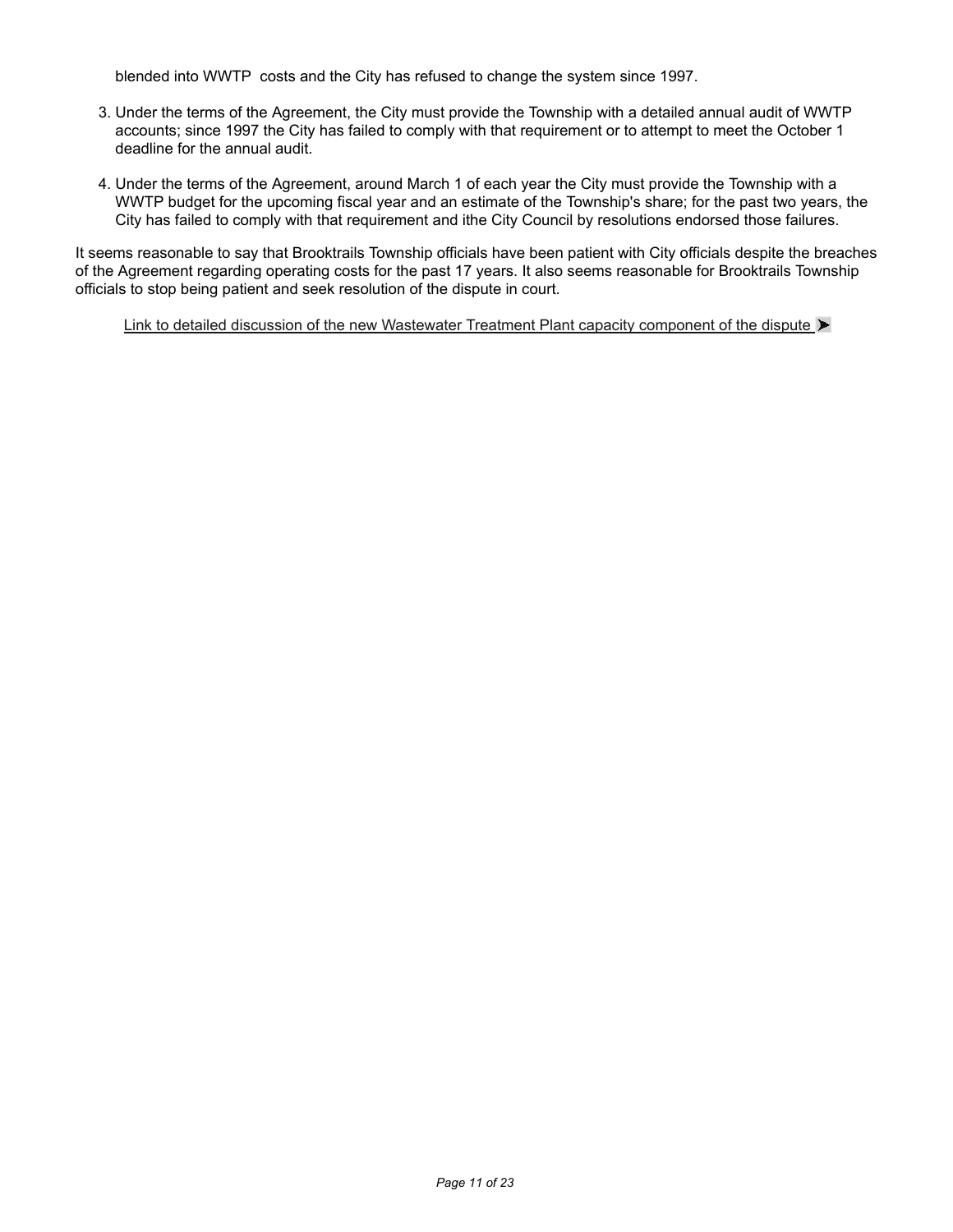blended into WWTP costs and the City has refused to change the system since 1997.

3. Under the terms of the Agreement, the City must provide the Township with a detailed annual audit of WWTP accounts; since 1997 the City has failed to comply with that requirement or to attempt to meet the October 1 deadline for the annual audit.

4. Under the terms of the Agreement, around March 1 of each year the City must provide the Township with a WWTP budget for the upcoming fiscal year and an estimate of the Township's share; for the past two years, the City has failed to comply with that requirement and ithe City Council by resolutions endorsed those failures.

It seems reasonable to say that Brooktrails Township officials have been patient with City officials despite the breaches of the Agreement regarding operating costs for the past 17 years. It also seems reasonable for Brooktrails Township officials to stop being patient and seek resolution of the dispute in court.

Link to detailed discussion of the new Wastewater Treatment Plant capacity component of the dispute ➤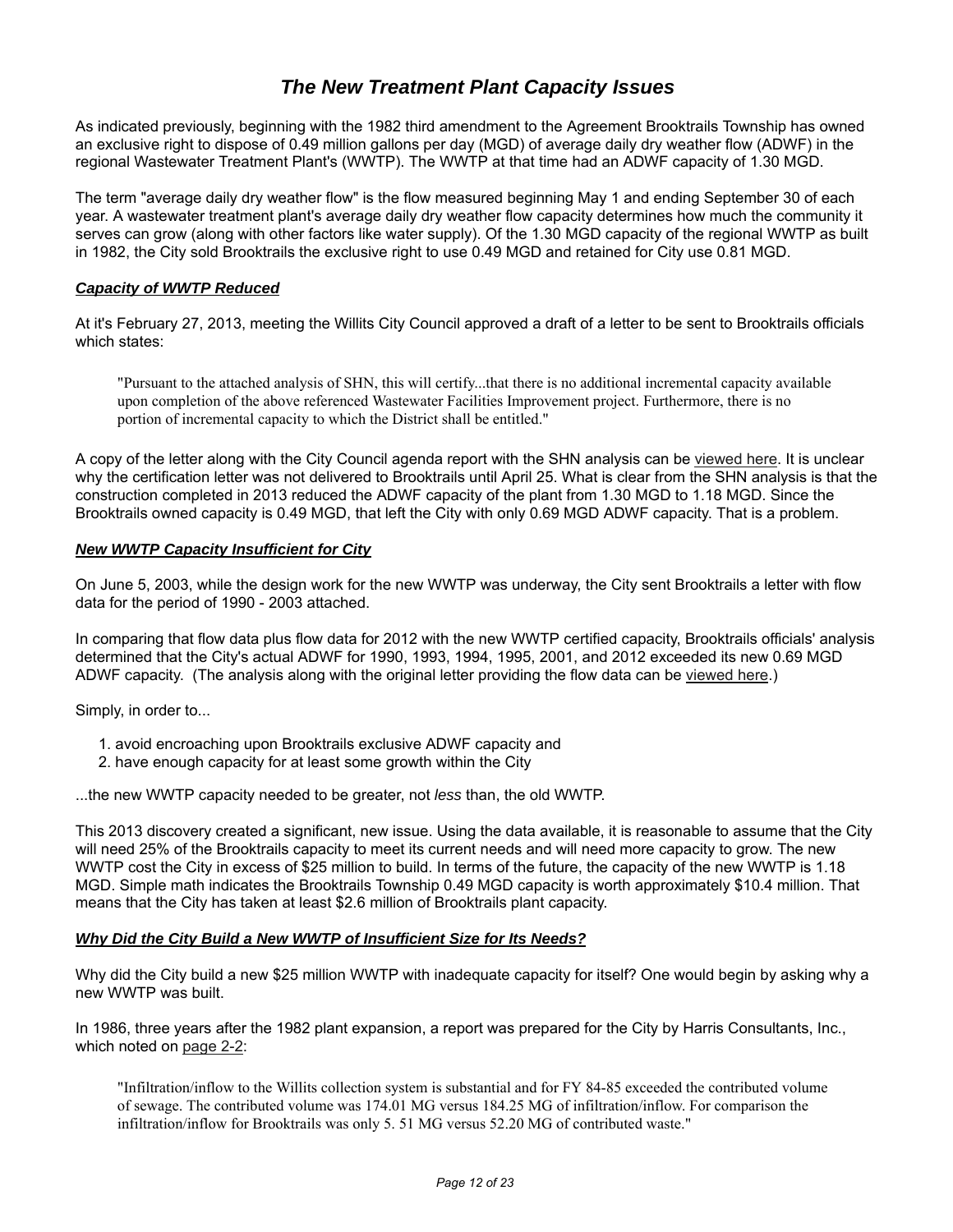# *The New Treatment Plant Capacity Issues*

As indicated previously, beginning with the 1982 third amendment to the Agreement Brooktrails Township has owned an exclusive right to dispose of 0.49 million gallons per day (MGD) of average daily dry weather flow (ADWF) in the regional Wastewater Treatment Plant's (WWTP). The WWTP at that time had an ADWF capacity of 1.30 MGD.

The term "average daily dry weather flow" is the flow measured beginning May 1 and ending September 30 of each year. A wastewater treatment plant's average daily dry weather flow capacity determines how much the community it serves can grow (along with other factors like water supply). Of the 1.30 MGD capacity of the regional WWTP as built in 1982, the City sold Brooktrails the exclusive right to use 0.49 MGD and retained for City use 0.81 MGD.

### ***Capacity of WWTP Reduced***

At it's February 27, 2013, meeting the Willits City Council approved a draft of a letter to be sent to Brooktrails officials which states:

> "Pursuant to the attached analysis of SHN, this will certify...that there is no additional incremental capacity available upon completion of the above referenced Wastewater Facilities Improvement project. Furthermore, there is no portion of incremental capacity to which the District shall be entitled."

A copy of the letter along with the City Council agenda report with the SHN analysis can be viewed here. It is unclear why the certification letter was not delivered to Brooktrails until April 25. What is clear from the SHN analysis is that the construction completed in 2013 reduced the ADWF capacity of the plant from 1.30 MGD to 1.18 MGD. Since the Brooktrails owned capacity is 0.49 MGD, that left the City with only 0.69 MGD ADWF capacity. That is a problem.

### ***New WWTP Capacity Insufficient for City***

On June 5, 2003, while the design work for the new WWTP was underway, the City sent Brooktrails a letter with flow data for the period of 1990 - 2003 attached.

In comparing that flow data plus flow data for 2012 with the new WWTP certified capacity, Brooktrails officials' analysis determined that the City's actual ADWF for 1990, 1993, 1994, 1995, 2001, and 2012 exceeded its new 0.69 MGD ADWF capacity. (The analysis along with the original letter providing the flow data can be viewed here.)

Simply, in order to...

1. avoid encroaching upon Brooktrails exclusive ADWF capacity and
2. have enough capacity for at least some growth within the City

...the new WWTP capacity needed to be greater, not *less* than, the old WWTP.

This 2013 discovery created a significant, new issue. Using the data available, it is reasonable to assume that the City will need 25% of the Brooktrails capacity to meet its current needs and will need more capacity to grow. The new WWTP cost the City in excess of $25 million to build. In terms of the future, the capacity of the new WWTP is 1.18 MGD. Simple math indicates the Brooktrails Township 0.49 MGD capacity is worth approximately $10.4 million. That means that the City has taken at least $2.6 million of Brooktrails plant capacity.

### ***Why Did the City Build a New WWTP of Insufficient Size for Its Needs?***

Why did the City build a new $25 million WWTP with inadequate capacity for itself? One would begin by asking why a new WWTP was built.

In 1986, three years after the 1982 plant expansion, a report was prepared for the City by Harris Consultants, Inc., which noted on page 2-2:

> "Infiltration/inflow to the Willits collection system is substantial and for FY 84-85 exceeded the contributed volume of sewage. The contributed volume was 174.01 MG versus 184.25 MG of infiltration/inflow. For comparison the infiltration/inflow for Brooktrails was only 5. 51 MG versus 52.20 MG of contributed waste."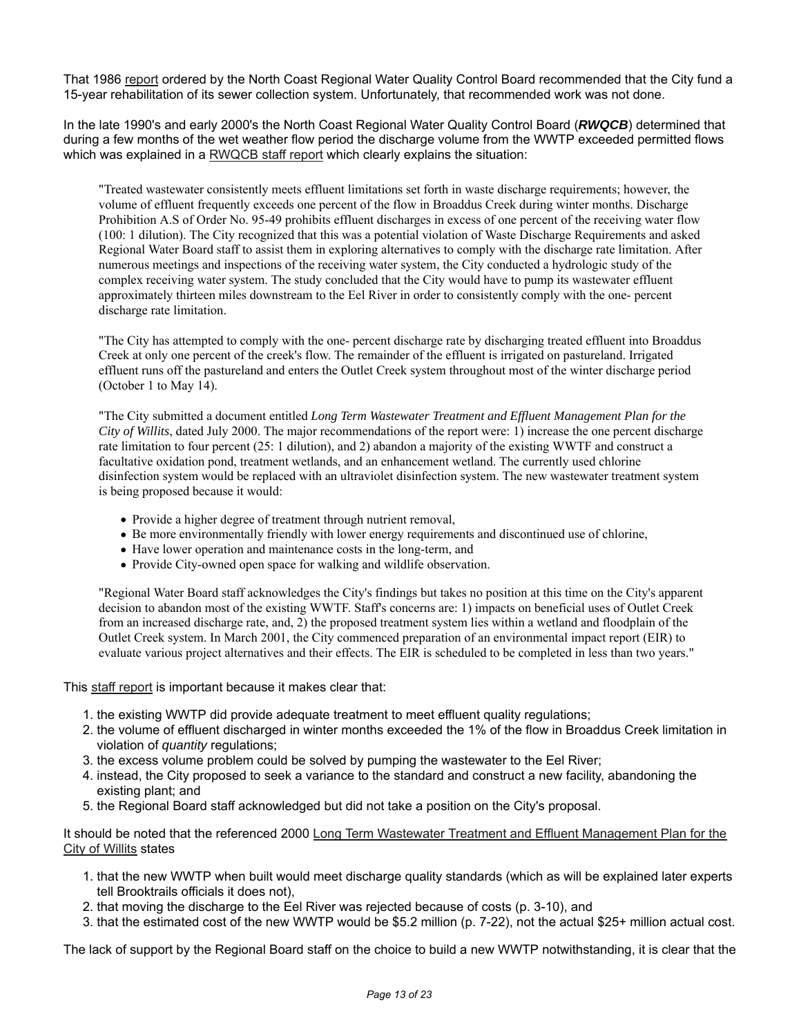That 1986 report ordered by the North Coast Regional Water Quality Control Board recommended that the City fund a 15-year rehabilitation of its sewer collection system. Unfortunately, that recommended work was not done.

In the late 1990's and early 2000's the North Coast Regional Water Quality Control Board (***RWQCB***) determined that during a few months of the wet weather flow period the discharge volume from the WWTP exceeded permitted flows which was explained in a RWQCB staff report which clearly explains the situation:

> "Treated wastewater consistently meets effluent limitations set forth in waste discharge requirements; however, the volume of effluent frequently exceeds one percent of the flow in Broaddus Creek during winter months. Discharge Prohibition A.S of Order No. 95-49 prohibits effluent discharges in excess of one percent of the receiving water flow (100: 1 dilution). The City recognized that this was a potential violation of Waste Discharge Requirements and asked Regional Water Board staff to assist them in exploring alternatives to comply with the discharge rate limitation. After numerous meetings and inspections of the receiving water system, the City conducted a hydrologic study of the complex receiving water system. The study concluded that the City would have to pump its wastewater effluent approximately thirteen miles downstream to the Eel River in order to consistently comply with the one- percent discharge rate limitation.
>
> "The City has attempted to comply with the one- percent discharge rate by discharging treated effluent into Broaddus Creek at only one percent of the creek's flow. The remainder of the effluent is irrigated on pastureland. Irrigated effluent runs off the pastureland and enters the Outlet Creek system throughout most of the winter discharge period (October 1 to May 14).
>
> "The City submitted a document entitled *Long Term Wastewater Treatment and Effluent Management Plan for the City of Willits*, dated July 2000. The major recommendations of the report were: 1) increase the one percent discharge rate limitation to four percent (25: 1 dilution), and 2) abandon a majority of the existing WWTF and construct a facultative oxidation pond, treatment wetlands, and an enhancement wetland. The currently used chlorine disinfection system would be replaced with an ultraviolet disinfection system. The new wastewater treatment system is being proposed because it would:
>
> - Provide a higher degree of treatment through nutrient removal,
> - Be more environmentally friendly with lower energy requirements and discontinued use of chlorine,
> - Have lower operation and maintenance costs in the long-term, and
> - Provide City-owned open space for walking and wildlife observation.
>
> "Regional Water Board staff acknowledges the City's findings but takes no position at this time on the City's apparent decision to abandon most of the existing WWTF. Staff's concerns are: 1) impacts on beneficial uses of Outlet Creek from an increased discharge rate, and, 2) the proposed treatment system lies within a wetland and floodplain of the Outlet Creek system. In March 2001, the City commenced preparation of an environmental impact report (EIR) to evaluate various project alternatives and their effects. The EIR is scheduled to be completed in less than two years."

This staff report is important because it makes clear that:

1. the existing WWTP did provide adequate treatment to meet effluent quality regulations;
2. the volume of effluent discharged in winter months exceeded the 1% of the flow in Broaddus Creek limitation in violation of *quantity* regulations;
3. the excess volume problem could be solved by pumping the wastewater to the Eel River;
4. instead, the City proposed to seek a variance to the standard and construct a new facility, abandoning the existing plant; and
5. the Regional Board staff acknowledged but did not take a position on the City's proposal.

It should be noted that the referenced 2000 Long Term Wastewater Treatment and Effluent Management Plan for the City of Willits states

1. that the new WWTP when built would meet discharge quality standards (which as will be explained later experts tell Brooktrails officials it does not),
2. that moving the discharge to the Eel River was rejected because of costs (p. 3-10), and
3. that the estimated cost of the new WWTP would be $5.2 million (p. 7-22), not the actual $25+ million actual cost.

The lack of support by the Regional Board staff on the choice to build a new WWTP notwithstanding, it is clear that the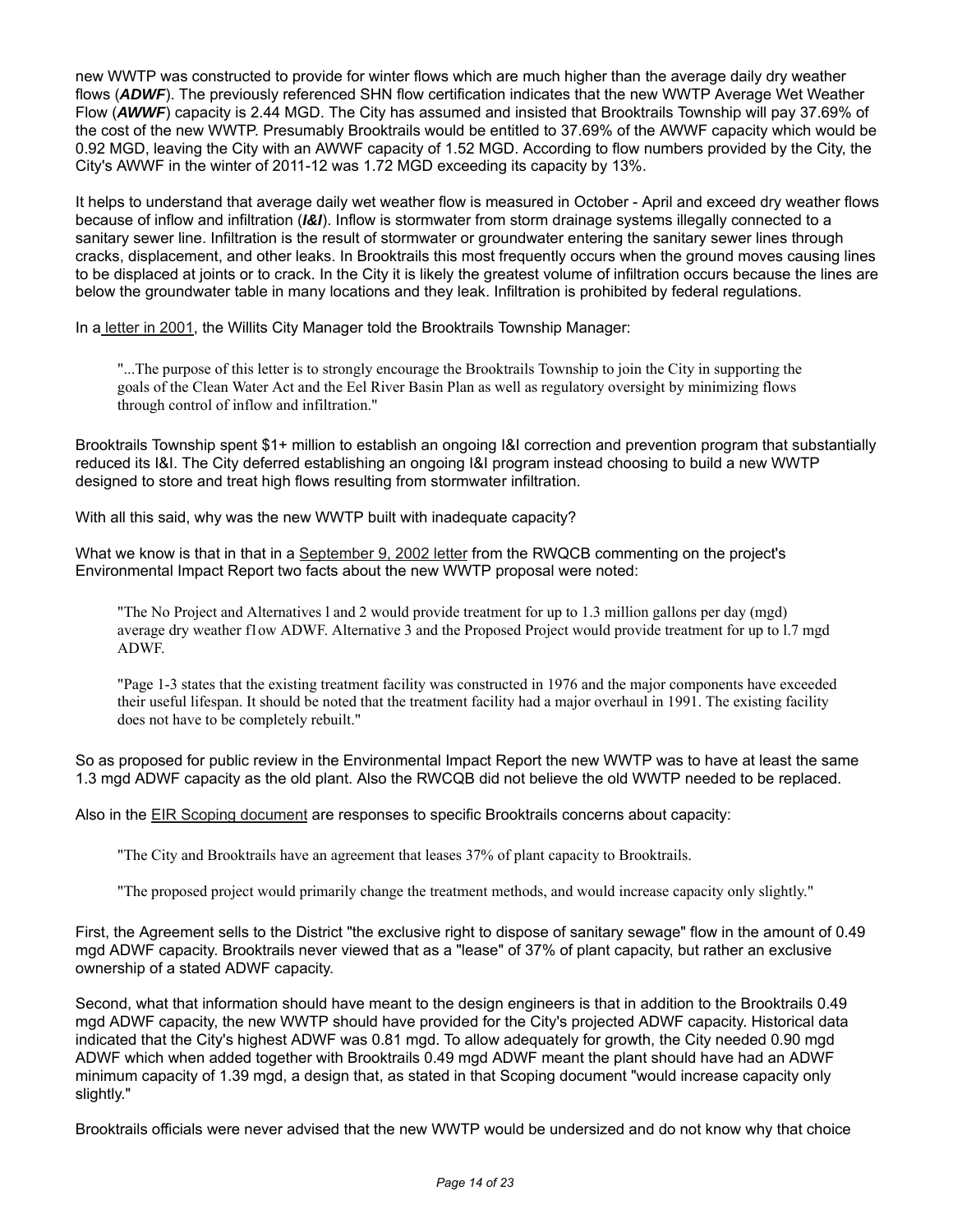new WWTP was constructed to provide for winter flows which are much higher than the average daily dry weather flows (***ADWF***). The previously referenced SHN flow certification indicates that the new WWTP Average Wet Weather Flow (***AWWF***) capacity is 2.44 MGD. The City has assumed and insisted that Brooktrails Township will pay 37.69% of the cost of the new WWTP. Presumably Brooktrails would be entitled to 37.69% of the AWWF capacity which would be 0.92 MGD, leaving the City with an AWWF capacity of 1.52 MGD. According to flow numbers provided by the City, the City's AWWF in the winter of 2011-12 was 1.72 MGD exceeding its capacity by 13%.

It helps to understand that average daily wet weather flow is measured in October - April and exceed dry weather flows because of inflow and infiltration (***I&I***). Inflow is stormwater from storm drainage systems illegally connected to a sanitary sewer line. Infiltration is the result of stormwater or groundwater entering the sanitary sewer lines through cracks, displacement, and other leaks. In Brooktrails this most frequently occurs when the ground moves causing lines to be displaced at joints or to crack. In the City it is likely the greatest volume of infiltration occurs because the lines are below the groundwater table in many locations and they leak. Infiltration is prohibited by federal regulations.

In a letter in 2001, the Willits City Manager told the Brooktrails Township Manager:

> "...The purpose of this letter is to strongly encourage the Brooktrails Township to join the City in supporting the goals of the Clean Water Act and the Eel River Basin Plan as well as regulatory oversight by minimizing flows through control of inflow and infiltration."

Brooktrails Township spent $1+ million to establish an ongoing I&I correction and prevention program that substantially reduced its I&I. The City deferred establishing an ongoing I&I program instead choosing to build a new WWTP designed to store and treat high flows resulting from stormwater infiltration.

With all this said, why was the new WWTP built with inadequate capacity?

What we know is that in that in a September 9, 2002 letter from the RWQCB commenting on the project's Environmental Impact Report two facts about the new WWTP proposal were noted:

> "The No Project and Alternatives l and 2 would provide treatment for up to 1.3 million gallons per day (mgd) average dry weather f1ow ADWF. Alternative 3 and the Proposed Project would provide treatment for up to l.7 mgd ADWF.
>
> "Page 1-3 states that the existing treatment facility was constructed in 1976 and the major components have exceeded their useful lifespan. It should be noted that the treatment facility had a major overhaul in 1991. The existing facility does not have to be completely rebuilt."

So as proposed for public review in the Environmental Impact Report the new WWTP was to have at least the same 1.3 mgd ADWF capacity as the old plant. Also the RWCQB did not believe the old WWTP needed to be replaced.

Also in the EIR Scoping document are responses to specific Brooktrails concerns about capacity:

> "The City and Brooktrails have an agreement that leases 37% of plant capacity to Brooktrails.
>
> "The proposed project would primarily change the treatment methods, and would increase capacity only slightly."

First, the Agreement sells to the District "the exclusive right to dispose of sanitary sewage" flow in the amount of 0.49 mgd ADWF capacity. Brooktrails never viewed that as a "lease" of 37% of plant capacity, but rather an exclusive ownership of a stated ADWF capacity.

Second, what that information should have meant to the design engineers is that in addition to the Brooktrails 0.49 mgd ADWF capacity, the new WWTP should have provided for the City's projected ADWF capacity. Historical data indicated that the City's highest ADWF was 0.81 mgd. To allow adequately for growth, the City needed 0.90 mgd ADWF which when added together with Brooktrails 0.49 mgd ADWF meant the plant should have had an ADWF minimum capacity of 1.39 mgd, a design that, as stated in that Scoping document "would increase capacity only slightly."

Brooktrails officials were never advised that the new WWTP would be undersized and do not know why that choice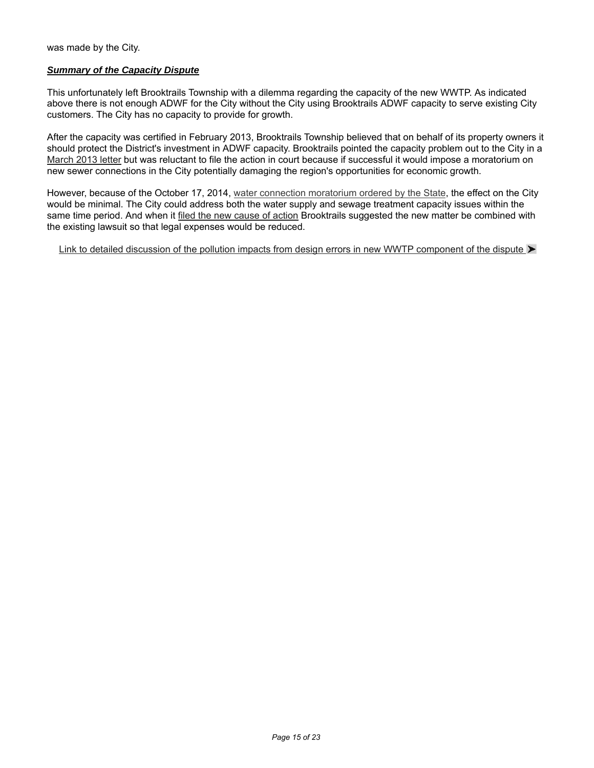was made by the City.

***Summary of the Capacity Dispute***

This unfortunately left Brooktrails Township with a dilemma regarding the capacity of the new WWTP. As indicated above there is not enough ADWF for the City without the City using Brooktrails ADWF capacity to serve existing City customers. The City has no capacity to provide for growth.

After the capacity was certified in February 2013, Brooktrails Township believed that on behalf of its property owners it should protect the District's investment in ADWF capacity. Brooktrails pointed the capacity problem out to the City in a March 2013 letter but was reluctant to file the action in court because if successful it would impose a moratorium on new sewer connections in the City potentially damaging the region's opportunities for economic growth.

However, because of the October 17, 2014, water connection moratorium ordered by the State, the effect on the City would be minimal. The City could address both the water supply and sewage treatment capacity issues within the same time period. And when it filed the new cause of action Brooktrails suggested the new matter be combined with the existing lawsuit so that legal expenses would be reduced.

Link to detailed discussion of the pollution impacts from design errors in new WWTP component of the dispute ➤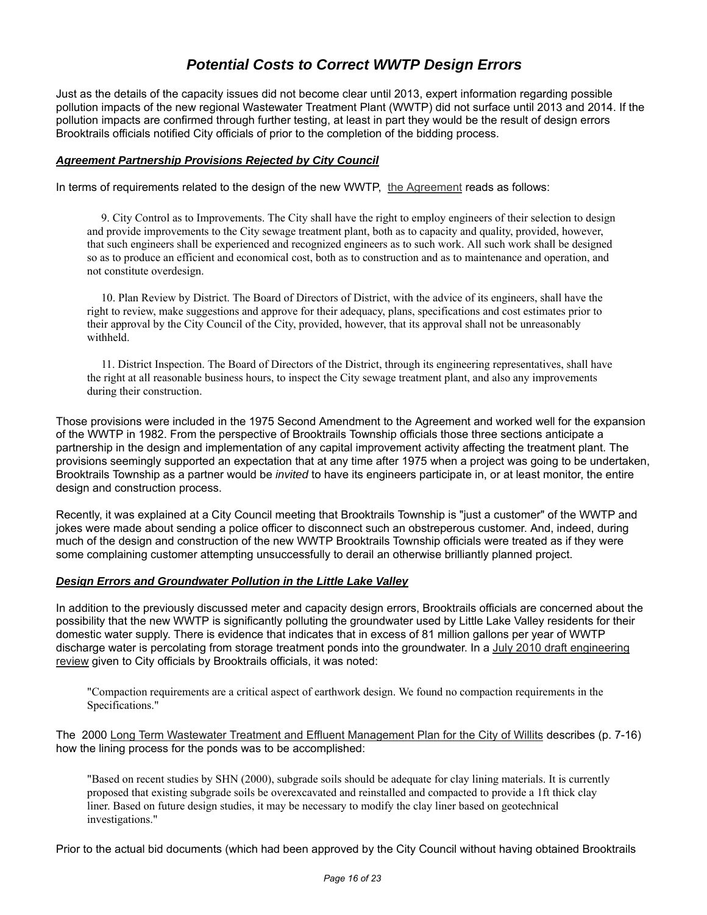# *Potential Costs to Correct WWTP Design Errors*

Just as the details of the capacity issues did not become clear until 2013, expert information regarding possible pollution impacts of the new regional Wastewater Treatment Plant (WWTP) did not surface until 2013 and 2014. If the pollution impacts are confirmed through further testing, at least in part they would be the result of design errors Brooktrails officials notified City officials of prior to the completion of the bidding process.

***Agreement Partnership Provisions Rejected by City Council***

In terms of requirements related to the design of the new WWTP, the Agreement reads as follows:

> 9. City Control as to Improvements. The City shall have the right to employ engineers of their selection to design and provide improvements to the City sewage treatment plant, both as to capacity and quality, provided, however, that such engineers shall be experienced and recognized engineers as to such work. All such work shall be designed so as to produce an efficient and economical cost, both as to construction and as to maintenance and operation, and not constitute overdesign.
>
> 10. Plan Review by District. The Board of Directors of District, with the advice of its engineers, shall have the right to review, make suggestions and approve for their adequacy, plans, specifications and cost estimates prior to their approval by the City Council of the City, provided, however, that its approval shall not be unreasonably withheld.
>
> 11. District Inspection. The Board of Directors of the District, through its engineering representatives, shall have the right at all reasonable business hours, to inspect the City sewage treatment plant, and also any improvements during their construction.

Those provisions were included in the 1975 Second Amendment to the Agreement and worked well for the expansion of the WWTP in 1982. From the perspective of Brooktrails Township officials those three sections anticipate a partnership in the design and implementation of any capital improvement activity affecting the treatment plant. The provisions seemingly supported an expectation that at any time after 1975 when a project was going to be undertaken, Brooktrails Township as a partner would be *invited* to have its engineers participate in, or at least monitor, the entire design and construction process.

Recently, it was explained at a City Council meeting that Brooktrails Township is "just a customer" of the WWTP and jokes were made about sending a police officer to disconnect such an obstreperous customer. And, indeed, during much of the design and construction of the new WWTP Brooktrails Township officials were treated as if they were some complaining customer attempting unsuccessfully to derail an otherwise brilliantly planned project.

***Design Errors and Groundwater Pollution in the Little Lake Valley***

In addition to the previously discussed meter and capacity design errors, Brooktrails officials are concerned about the possibility that the new WWTP is significantly polluting the groundwater used by Little Lake Valley residents for their domestic water supply. There is evidence that indicates that in excess of 81 million gallons per year of WWTP discharge water is percolating from storage treatment ponds into the groundwater. In a July 2010 draft engineering review given to City officials by Brooktrails officials, it was noted:

> "Compaction requirements are a critical aspect of earthwork design. We found no compaction requirements in the Specifications."

The 2000 Long Term Wastewater Treatment and Effluent Management Plan for the City of Willits describes (p. 7-16) how the lining process for the ponds was to be accomplished:

> "Based on recent studies by SHN (2000), subgrade soils should be adequate for clay lining materials. It is currently proposed that existing subgrade soils be overexcavated and reinstalled and compacted to provide a 1ft thick clay liner. Based on future design studies, it may be necessary to modify the clay liner based on geotechnical investigations."

Prior to the actual bid documents (which had been approved by the City Council without having obtained Brooktrails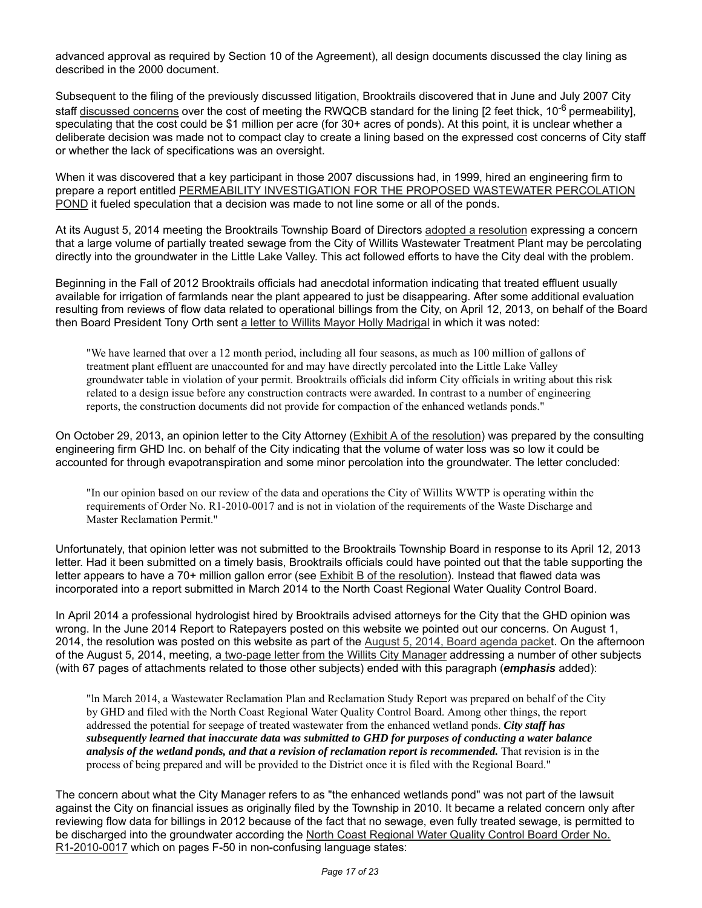advanced approval as required by Section 10 of the Agreement), all design documents discussed the clay lining as described in the 2000 document.

Subsequent to the filing of the previously discussed litigation, Brooktrails discovered that in June and July 2007 City staff discussed concerns over the cost of meeting the RWQCB standard for the lining [2 feet thick, $10^{-6}$ permeability], speculating that the cost could be $1 million per acre (for 30+ acres of ponds). At this point, it is unclear whether a deliberate decision was made not to compact clay to create a lining based on the expressed cost concerns of City staff or whether the lack of specifications was an oversight.

When it was discovered that a key participant in those 2007 discussions had, in 1999, hired an engineering firm to prepare a report entitled PERMEABILITY INVESTIGATION FOR THE PROPOSED WASTEWATER PERCOLATION POND it fueled speculation that a decision was made to not line some or all of the ponds.

At its August 5, 2014 meeting the Brooktrails Township Board of Directors adopted a resolution expressing a concern that a large volume of partially treated sewage from the City of Willits Wastewater Treatment Plant may be percolating directly into the groundwater in the Little Lake Valley. This act followed efforts to have the City deal with the problem.

Beginning in the Fall of 2012 Brooktrails officials had anecdotal information indicating that treated effluent usually available for irrigation of farmlands near the plant appeared to just be disappearing. After some additional evaluation resulting from reviews of flow data related to operational billings from the City, on April 12, 2013, on behalf of the Board then Board President Tony Orth sent a letter to Willits Mayor Holly Madrigal in which it was noted:

> "We have learned that over a 12 month period, including all four seasons, as much as 100 million of gallons of treatment plant effluent are unaccounted for and may have directly percolated into the Little Lake Valley groundwater table in violation of your permit. Brooktrails officials did inform City officials in writing about this risk related to a design issue before any construction contracts were awarded. In contrast to a number of engineering reports, the construction documents did not provide for compaction of the enhanced wetlands ponds."

On October 29, 2013, an opinion letter to the City Attorney (Exhibit A of the resolution) was prepared by the consulting engineering firm GHD Inc. on behalf of the City indicating that the volume of water loss was so low it could be accounted for through evapotranspiration and some minor percolation into the groundwater. The letter concluded:

> "In our opinion based on our review of the data and operations the City of Willits WWTP is operating within the requirements of Order No. R1-2010-0017 and is not in violation of the requirements of the Waste Discharge and Master Reclamation Permit."

Unfortunately, that opinion letter was not submitted to the Brooktrails Township Board in response to its April 12, 2013 letter. Had it been submitted on a timely basis, Brooktrails officials could have pointed out that the table supporting the letter appears to have a 70+ million gallon error (see Exhibit B of the resolution). Instead that flawed data was incorporated into a report submitted in March 2014 to the North Coast Regional Water Quality Control Board.

In April 2014 a professional hydrologist hired by Brooktrails advised attorneys for the City that the GHD opinion was wrong. In the June 2014 Report to Ratepayers posted on this website we pointed out our concerns. On August 1, 2014, the resolution was posted on this website as part of the August 5, 2014, Board agenda packet. On the afternoon of the August 5, 2014, meeting, a two-page letter from the Willits City Manager addressing a number of other subjects (with 67 pages of attachments related to those other subjects) ended with this paragraph (***emphasis*** added):

> "In March 2014, a Wastewater Reclamation Plan and Reclamation Study Report was prepared on behalf of the City by GHD and filed with the North Coast Regional Water Quality Control Board. Among other things, the report addressed the potential for seepage of treated wastewater from the enhanced wetland ponds. ***City staff has subsequently learned that inaccurate data was submitted to GHD for purposes of conducting a water balance analysis of the wetland ponds, and that a revision of reclamation report is recommended.*** That revision is in the process of being prepared and will be provided to the District once it is filed with the Regional Board."

The concern about what the City Manager refers to as "the enhanced wetlands pond" was not part of the lawsuit against the City on financial issues as originally filed by the Township in 2010. It became a related concern only after reviewing flow data for billings in 2012 because of the fact that no sewage, even fully treated sewage, is permitted to be discharged into the groundwater according the North Coast Regional Water Quality Control Board Order No. R1-2010-0017 which on pages F-50 in non-confusing language states: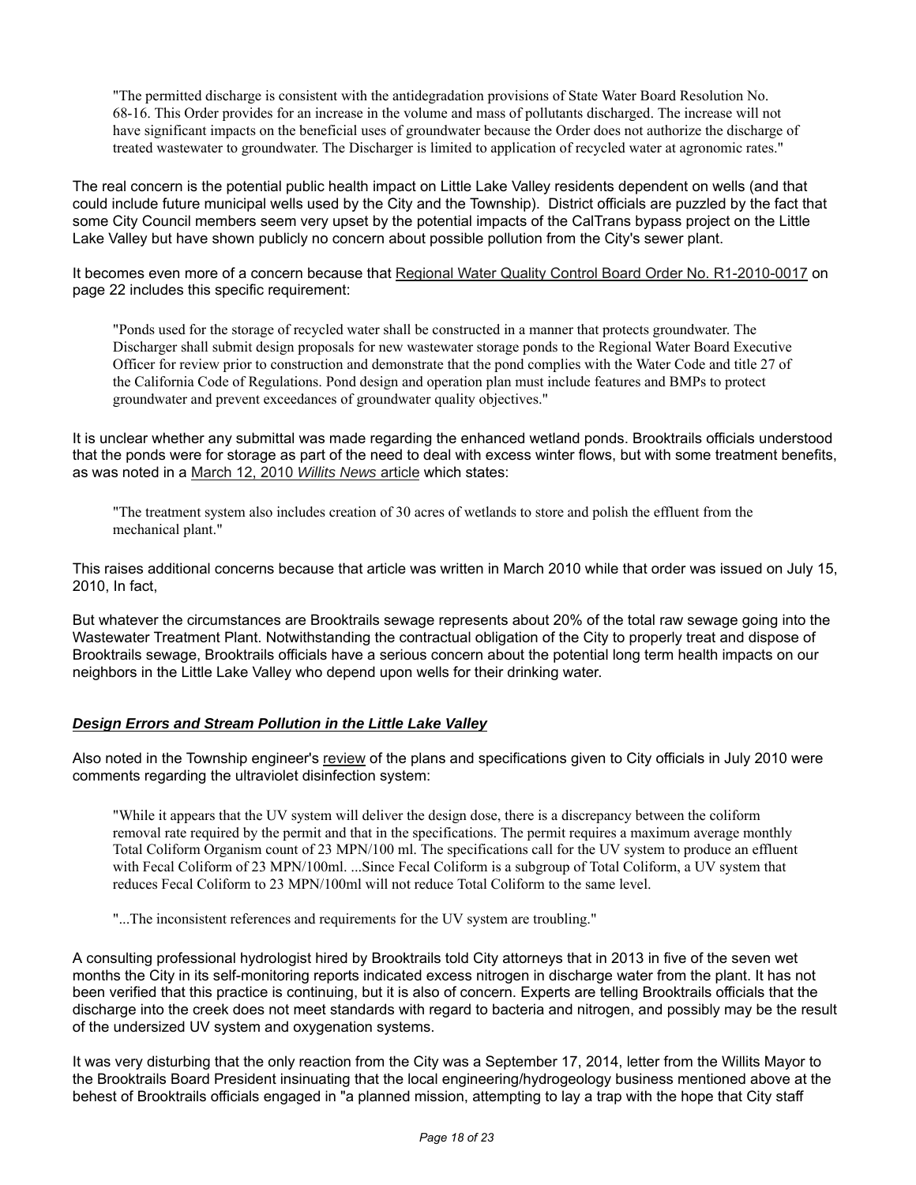> "The permitted discharge is consistent with the antidegradation provisions of State Water Board Resolution No. 68-16. This Order provides for an increase in the volume and mass of pollutants discharged. The increase will not have significant impacts on the beneficial uses of groundwater because the Order does not authorize the discharge of treated wastewater to groundwater. The Discharger is limited to application of recycled water at agronomic rates."

The real concern is the potential public health impact on Little Lake Valley residents dependent on wells (and that could include future municipal wells used by the City and the Township). District officials are puzzled by the fact that some City Council members seem very upset by the potential impacts of the CalTrans bypass project on the Little Lake Valley but have shown publicly no concern about possible pollution from the City's sewer plant.

It becomes even more of a concern because that Regional Water Quality Control Board Order No. R1-2010-0017 on page 22 includes this specific requirement:

> "Ponds used for the storage of recycled water shall be constructed in a manner that protects groundwater. The Discharger shall submit design proposals for new wastewater storage ponds to the Regional Water Board Executive Officer for review prior to construction and demonstrate that the pond complies with the Water Code and title 27 of the California Code of Regulations. Pond design and operation plan must include features and BMPs to protect groundwater and prevent exceedances of groundwater quality objectives."

It is unclear whether any submittal was made regarding the enhanced wetland ponds. Brooktrails officials understood that the ponds were for storage as part of the need to deal with excess winter flows, but with some treatment benefits, as was noted in a March 12, 2010 *Willits News* article which states:

> "The treatment system also includes creation of 30 acres of wetlands to store and polish the effluent from the mechanical plant."

This raises additional concerns because that article was written in March 2010 while that order was issued on July 15, 2010, In fact,

But whatever the circumstances are Brooktrails sewage represents about 20% of the total raw sewage going into the Wastewater Treatment Plant. Notwithstanding the contractual obligation of the City to properly treat and dispose of Brooktrails sewage, Brooktrails officials have a serious concern about the potential long term health impacts on our neighbors in the Little Lake Valley who depend upon wells for their drinking water.

## ***Design Errors and Stream Pollution in the Little Lake Valley***

Also noted in the Township engineer's review of the plans and specifications given to City officials in July 2010 were comments regarding the ultraviolet disinfection system:

> "While it appears that the UV system will deliver the design dose, there is a discrepancy between the coliform removal rate required by the permit and that in the specifications. The permit requires a maximum average monthly Total Coliform Organism count of 23 MPN/100 ml. The specifications call for the UV system to produce an effluent with Fecal Coliform of 23 MPN/100ml. ...Since Fecal Coliform is a subgroup of Total Coliform, a UV system that reduces Fecal Coliform to 23 MPN/100ml will not reduce Total Coliform to the same level.
>
> "...The inconsistent references and requirements for the UV system are troubling."

A consulting professional hydrologist hired by Brooktrails told City attorneys that in 2013 in five of the seven wet months the City in its self-monitoring reports indicated excess nitrogen in discharge water from the plant. It has not been verified that this practice is continuing, but it is also of concern. Experts are telling Brooktrails officials that the discharge into the creek does not meet standards with regard to bacteria and nitrogen, and possibly may be the result of the undersized UV system and oxygenation systems.

It was very disturbing that the only reaction from the City was a September 17, 2014, letter from the Willits Mayor to the Brooktrails Board President insinuating that the local engineering/hydrogeology business mentioned above at the behest of Brooktrails officials engaged in "a planned mission, attempting to lay a trap with the hope that City staff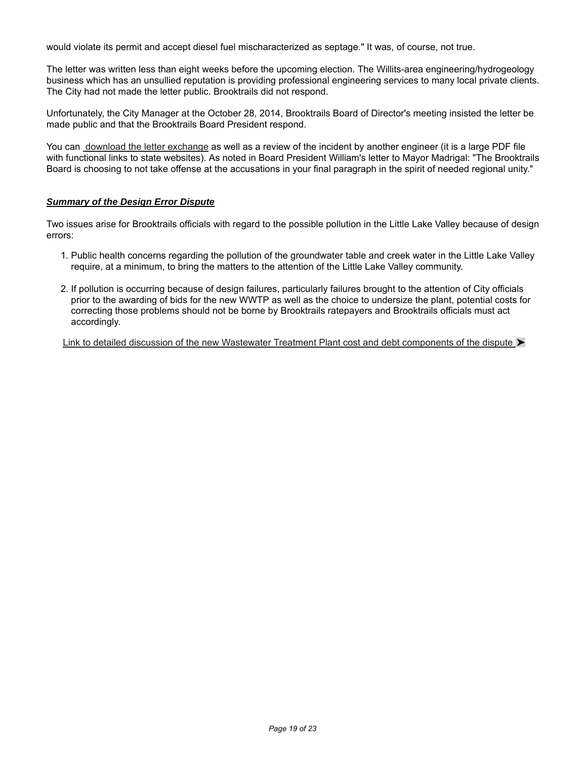would violate its permit and accept diesel fuel mischaracterized as septage." It was, of course, not true.

The letter was written less than eight weeks before the upcoming election. The Willits-area engineering/hydrogeology business which has an unsullied reputation is providing professional engineering services to many local private clients. The City had not made the letter public. Brooktrails did not respond.

Unfortunately, the City Manager at the October 28, 2014, Brooktrails Board of Director's meeting insisted the letter be made public and that the Brooktrails Board President respond.

You can download the letter exchange as well as a review of the incident by another engineer (it is a large PDF file with functional links to state websites). As noted in Board President William's letter to Mayor Madrigal: "The Brooktrails Board is choosing to not take offense at the accusations in your final paragraph in the spirit of needed regional unity."

***Summary of the Design Error Dispute***

Two issues arise for Brooktrails officials with regard to the possible pollution in the Little Lake Valley because of design errors:

1. Public health concerns regarding the pollution of the groundwater table and creek water in the Little Lake Valley require, at a minimum, to bring the matters to the attention of the Little Lake Valley community.

2. If pollution is occurring because of design failures, particularly failures brought to the attention of City officials prior to the awarding of bids for the new WWTP as well as the choice to undersize the plant, potential costs for correcting those problems should not be borne by Brooktrails ratepayers and Brooktrails officials must act accordingly.

Link to detailed discussion of the new Wastewater Treatment Plant cost and debt components of the dispute ➤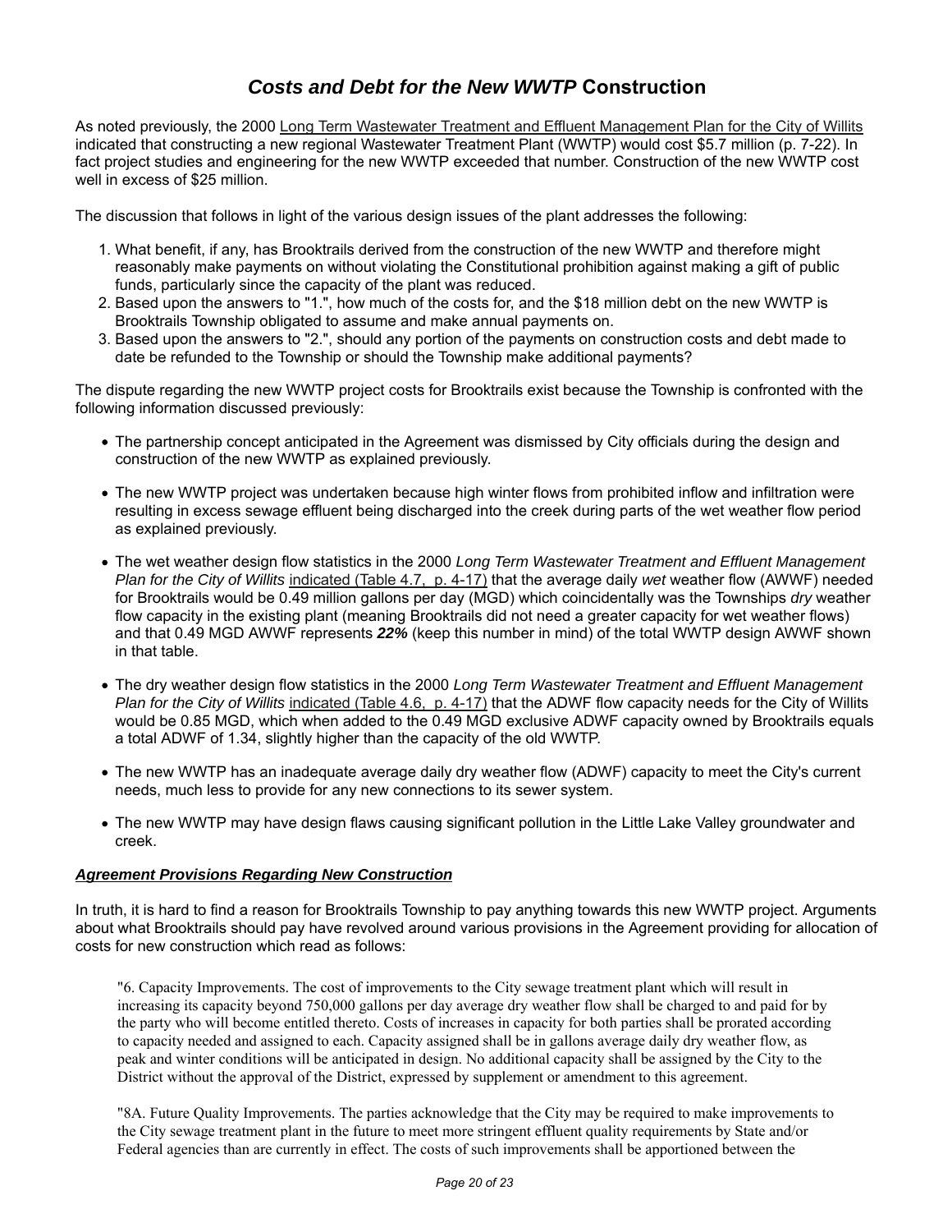# *Costs and Debt for the New WWTP* Construction

As noted previously, the 2000 Long Term Wastewater Treatment and Effluent Management Plan for the City of Willits indicated that constructing a new regional Wastewater Treatment Plant (WWTP) would cost $5.7 million (p. 7-22). In fact project studies and engineering for the new WWTP exceeded that number. Construction of the new WWTP cost well in excess of $25 million.

The discussion that follows in light of the various design issues of the plant addresses the following:

1. What benefit, if any, has Brooktrails derived from the construction of the new WWTP and therefore might reasonably make payments on without violating the Constitutional prohibition against making a gift of public funds, particularly since the capacity of the plant was reduced.
2. Based upon the answers to "1.", how much of the costs for, and the $18 million debt on the new WWTP is Brooktrails Township obligated to assume and make annual payments on.
3. Based upon the answers to "2.", should any portion of the payments on construction costs and debt made to date be refunded to the Township or should the Township make additional payments?

The dispute regarding the new WWTP project costs for Brooktrails exist because the Township is confronted with the following information discussed previously:

- The partnership concept anticipated in the Agreement was dismissed by City officials during the design and construction of the new WWTP as explained previously.
- The new WWTP project was undertaken because high winter flows from prohibited inflow and infiltration were resulting in excess sewage effluent being discharged into the creek during parts of the wet weather flow period as explained previously.
- The wet weather design flow statistics in the 2000 *Long Term Wastewater Treatment and Effluent Management Plan for the City of Willits* indicated (Table 4.7, p. 4-17) that the average daily *wet* weather flow (AWWF) needed for Brooktrails would be 0.49 million gallons per day (MGD) which coincidentally was the Townships *dry* weather flow capacity in the existing plant (meaning Brooktrails did not need a greater capacity for wet weather flows) and that 0.49 MGD AWWF represents ***22%*** (keep this number in mind) of the total WWTP design AWWF shown in that table.
- The dry weather design flow statistics in the 2000 *Long Term Wastewater Treatment and Effluent Management Plan for the City of Willits* indicated (Table 4.6, p. 4-17) that the ADWF flow capacity needs for the City of Willits would be 0.85 MGD, which when added to the 0.49 MGD exclusive ADWF capacity owned by Brooktrails equals a total ADWF of 1.34, slightly higher than the capacity of the old WWTP.
- The new WWTP has an inadequate average daily dry weather flow (ADWF) capacity to meet the City's current needs, much less to provide for any new connections to its sewer system.
- The new WWTP may have design flaws causing significant pollution in the Little Lake Valley groundwater and creek.

### ***Agreement Provisions Regarding New Construction***

In truth, it is hard to find a reason for Brooktrails Township to pay anything towards this new WWTP project. Arguments about what Brooktrails should pay have revolved around various provisions in the Agreement providing for allocation of costs for new construction which read as follows:

> "6. Capacity Improvements. The cost of improvements to the City sewage treatment plant which will result in increasing its capacity beyond 750,000 gallons per day average dry weather flow shall be charged to and paid for by the party who will become entitled thereto. Costs of increases in capacity for both parties shall be prorated according to capacity needed and assigned to each. Capacity assigned shall be in gallons average daily dry weather flow, as peak and winter conditions will be anticipated in design. No additional capacity shall be assigned by the City to the District without the approval of the District, expressed by supplement or amendment to this agreement.

> "8A. Future Quality Improvements. The parties acknowledge that the City may be required to make improvements to the City sewage treatment plant in the future to meet more stringent effluent quality requirements by State and/or Federal agencies than are currently in effect. The costs of such improvements shall be apportioned between the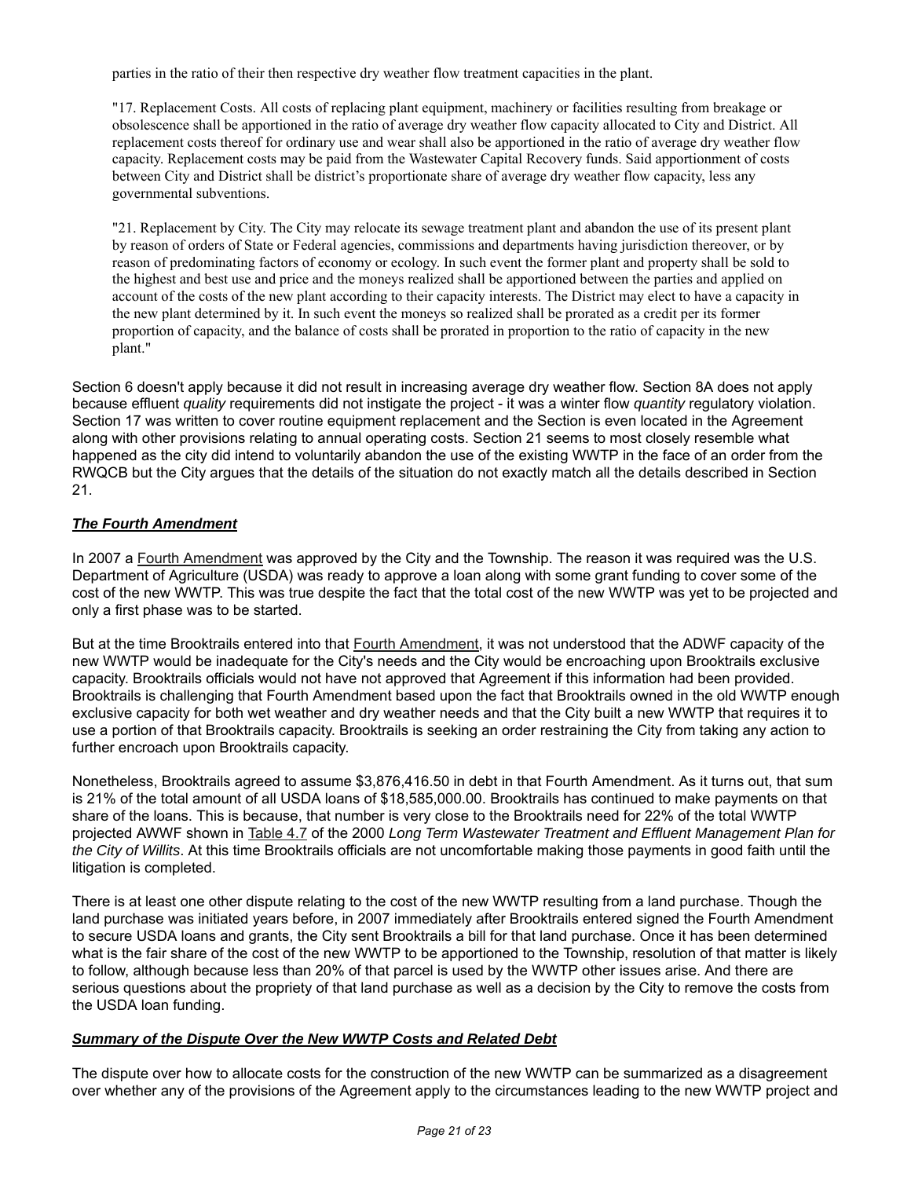parties in the ratio of their then respective dry weather flow treatment capacities in the plant.

> "17. Replacement Costs. All costs of replacing plant equipment, machinery or facilities resulting from breakage or obsolescence shall be apportioned in the ratio of average dry weather flow capacity allocated to City and District. All replacement costs thereof for ordinary use and wear shall also be apportioned in the ratio of average dry weather flow capacity. Replacement costs may be paid from the Wastewater Capital Recovery funds. Said apportionment of costs between City and District shall be district's proportionate share of average dry weather flow capacity, less any governmental subventions.

> "21. Replacement by City. The City may relocate its sewage treatment plant and abandon the use of its present plant by reason of orders of State or Federal agencies, commissions and departments having jurisdiction thereover, or by reason of predominating factors of economy or ecology. In such event the former plant and property shall be sold to the highest and best use and price and the moneys realized shall be apportioned between the parties and applied on account of the costs of the new plant according to their capacity interests. The District may elect to have a capacity in the new plant determined by it. In such event the moneys so realized shall be prorated as a credit per its former proportion of capacity, and the balance of costs shall be prorated in proportion to the ratio of capacity in the new plant."

Section 6 doesn't apply because it did not result in increasing average dry weather flow. Section 8A does not apply because effluent *quality* requirements did not instigate the project - it was a winter flow *quantity* regulatory violation. Section 17 was written to cover routine equipment replacement and the Section is even located in the Agreement along with other provisions relating to annual operating costs. Section 21 seems to most closely resemble what happened as the city did intend to voluntarily abandon the use of the existing WWTP in the face of an order from the RWQCB but the City argues that the details of the situation do not exactly match all the details described in Section 21.

### ***The Fourth Amendment***

In 2007 a Fourth Amendment was approved by the City and the Township. The reason it was required was the U.S. Department of Agriculture (USDA) was ready to approve a loan along with some grant funding to cover some of the cost of the new WWTP. This was true despite the fact that the total cost of the new WWTP was yet to be projected and only a first phase was to be started.

But at the time Brooktrails entered into that Fourth Amendment, it was not understood that the ADWF capacity of the new WWTP would be inadequate for the City's needs and the City would be encroaching upon Brooktrails exclusive capacity. Brooktrails officials would not have not approved that Agreement if this information had been provided. Brooktrails is challenging that Fourth Amendment based upon the fact that Brooktrails owned in the old WWTP enough exclusive capacity for both wet weather and dry weather needs and that the City built a new WWTP that requires it to use a portion of that Brooktrails capacity. Brooktrails is seeking an order restraining the City from taking any action to further encroach upon Brooktrails capacity.

Nonetheless, Brooktrails agreed to assume $3,876,416.50 in debt in that Fourth Amendment. As it turns out, that sum is 21% of the total amount of all USDA loans of $18,585,000.00. Brooktrails has continued to make payments on that share of the loans. This is because, that number is very close to the Brooktrails need for 22% of the total WWTP projected AWWF shown in Table 4.7 of the 2000 *Long Term Wastewater Treatment and Effluent Management Plan for the City of Willits*. At this time Brooktrails officials are not uncomfortable making those payments in good faith until the litigation is completed.

There is at least one other dispute relating to the cost of the new WWTP resulting from a land purchase. Though the land purchase was initiated years before, in 2007 immediately after Brooktrails entered signed the Fourth Amendment to secure USDA loans and grants, the City sent Brooktrails a bill for that land purchase. Once it has been determined what is the fair share of the cost of the new WWTP to be apportioned to the Township, resolution of that matter is likely to follow, although because less than 20% of that parcel is used by the WWTP other issues arise. And there are serious questions about the propriety of that land purchase as well as a decision by the City to remove the costs from the USDA loan funding.

### ***Summary of the Dispute Over the New WWTP Costs and Related Debt***

The dispute over how to allocate costs for the construction of the new WWTP can be summarized as a disagreement over whether any of the provisions of the Agreement apply to the circumstances leading to the new WWTP project and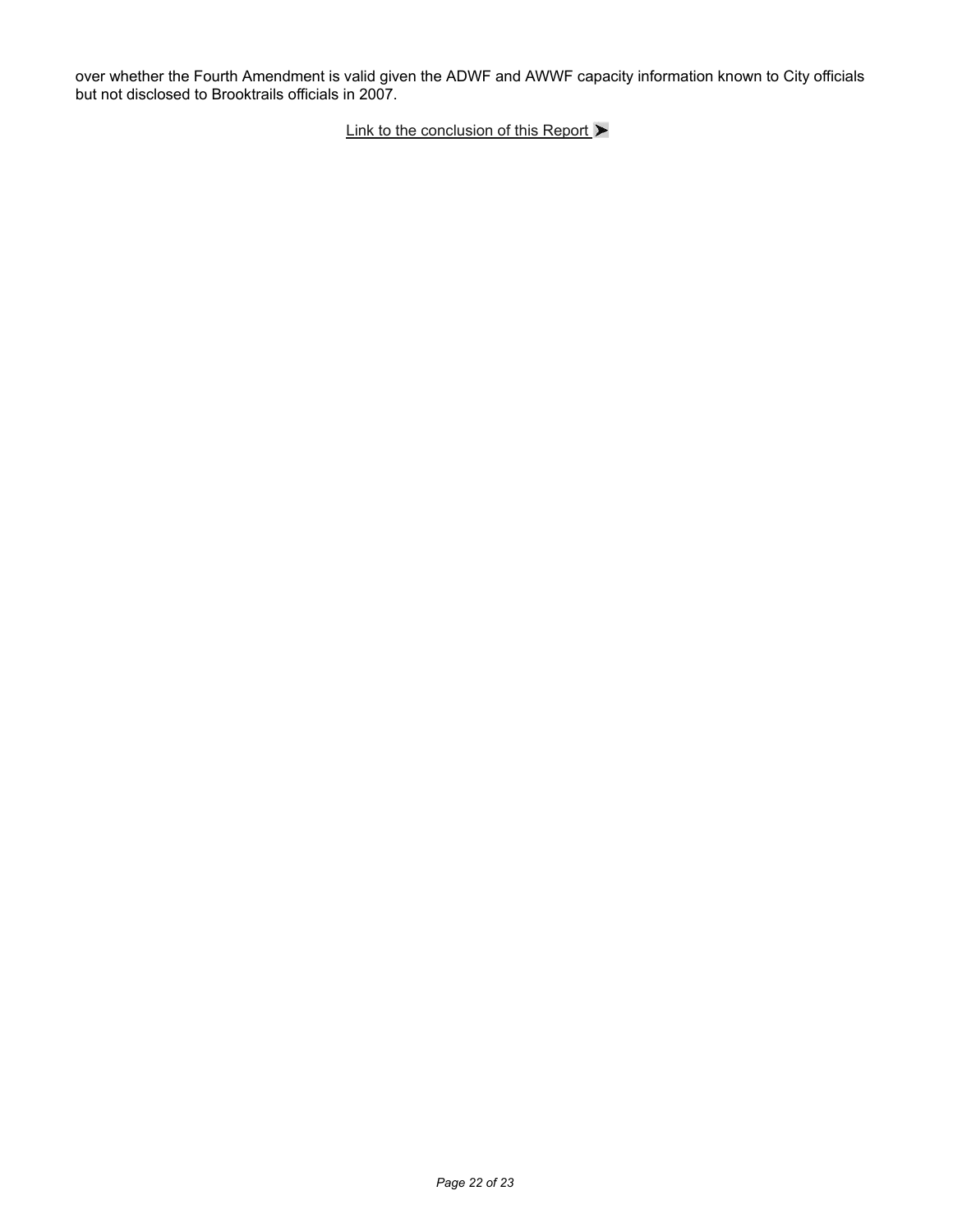over whether the Fourth Amendment is valid given the ADWF and AWWF capacity information known to City officials but not disclosed to Brooktrails officials in 2007.

Link to the conclusion of this Report ➤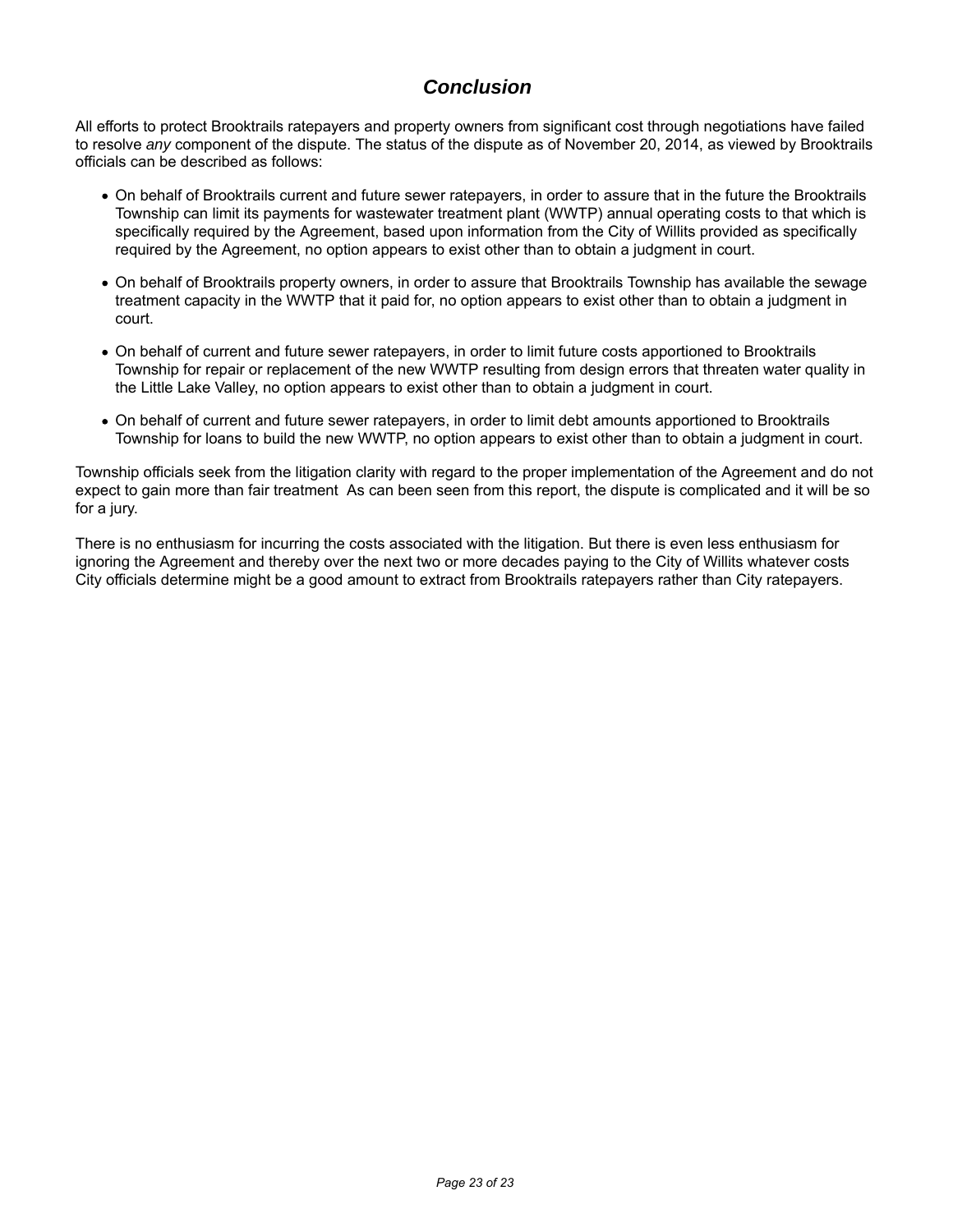## *Conclusion*

All efforts to protect Brooktrails ratepayers and property owners from significant cost through negotiations have failed to resolve *any* component of the dispute. The status of the dispute as of November 20, 2014, as viewed by Brooktrails officials can be described as follows:

- On behalf of Brooktrails current and future sewer ratepayers, in order to assure that in the future the Brooktrails Township can limit its payments for wastewater treatment plant (WWTP) annual operating costs to that which is specifically required by the Agreement, based upon information from the City of Willits provided as specifically required by the Agreement, no option appears to exist other than to obtain a judgment in court.
- On behalf of Brooktrails property owners, in order to assure that Brooktrails Township has available the sewage treatment capacity in the WWTP that it paid for, no option appears to exist other than to obtain a judgment in court.
- On behalf of current and future sewer ratepayers, in order to limit future costs apportioned to Brooktrails Township for repair or replacement of the new WWTP resulting from design errors that threaten water quality in the Little Lake Valley, no option appears to exist other than to obtain a judgment in court.
- On behalf of current and future sewer ratepayers, in order to limit debt amounts apportioned to Brooktrails Township for loans to build the new WWTP, no option appears to exist other than to obtain a judgment in court.

Township officials seek from the litigation clarity with regard to the proper implementation of the Agreement and do not expect to gain more than fair treatment  As can been seen from this report, the dispute is complicated and it will be so for a jury.

There is no enthusiasm for incurring the costs associated with the litigation. But there is even less enthusiasm for ignoring the Agreement and thereby over the next two or more decades paying to the City of Willits whatever costs City officials determine might be a good amount to extract from Brooktrails ratepayers rather than City ratepayers.